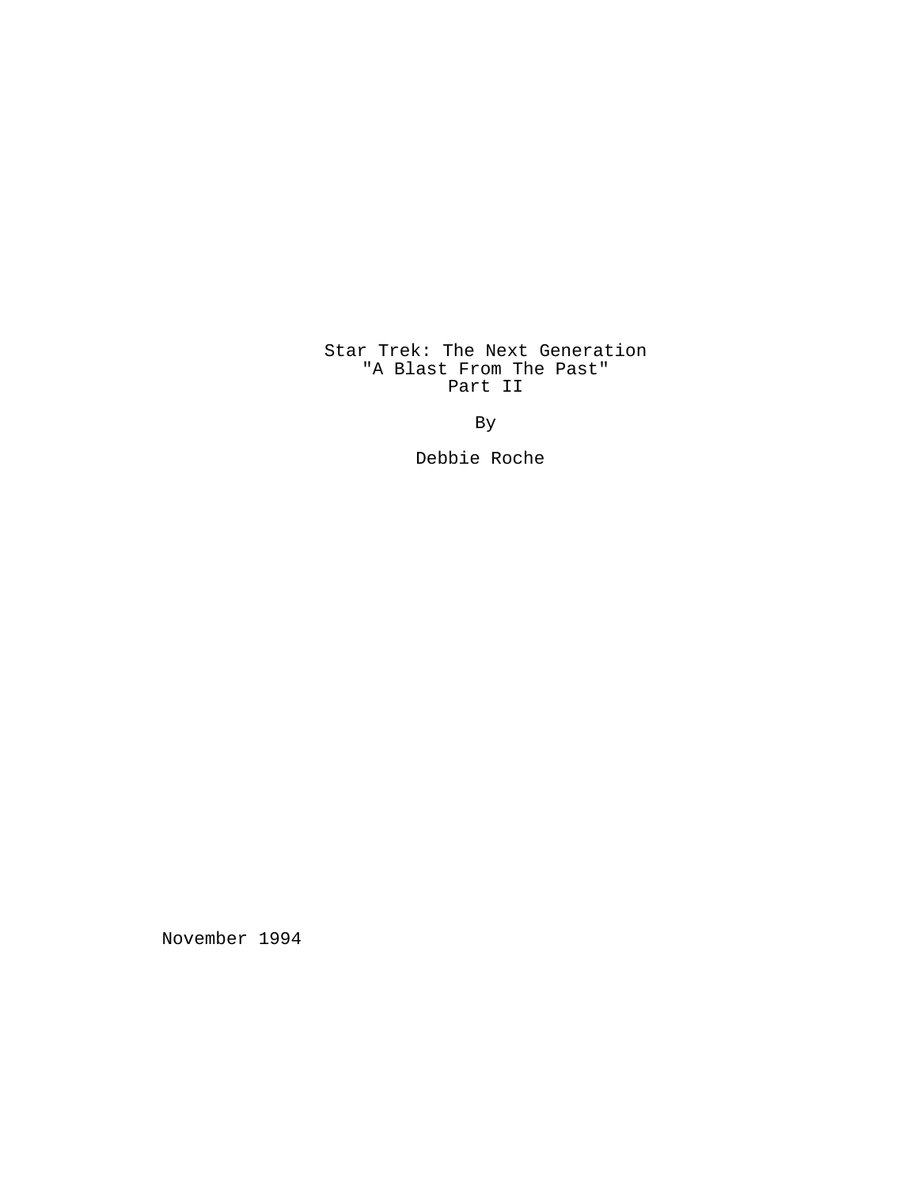Star Trek: The Next Generation
"A Blast From The Past"
Part II

By

Debbie Roche

November 1994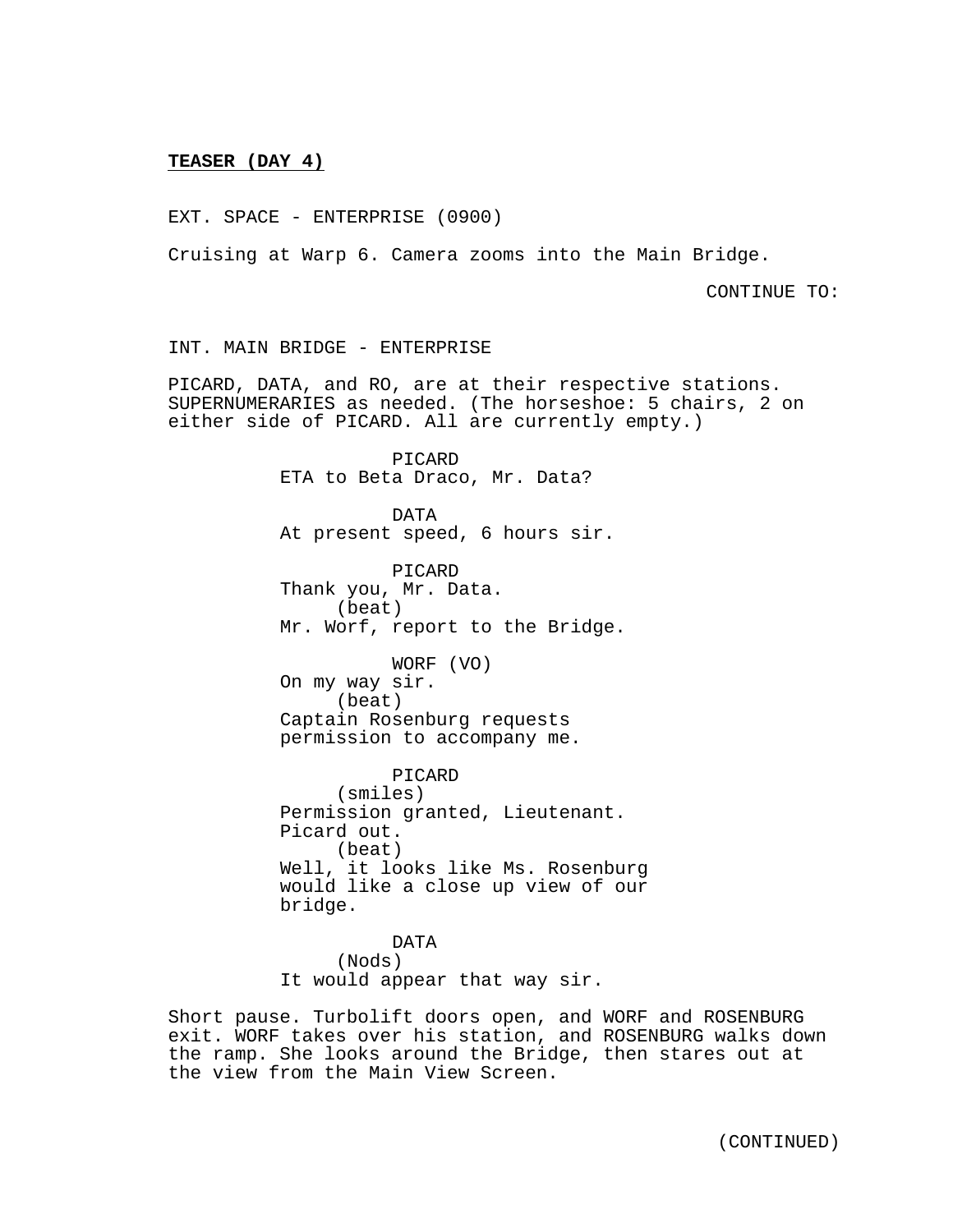**TEASER (DAY 4)**

EXT. SPACE - ENTERPRISE (0900)

Cruising at Warp 6. Camera zooms into the Main Bridge.

CONTINUE TO:

INT. MAIN BRIDGE - ENTERPRISE

PICARD, DATA, and RO, are at their respective stations. SUPERNUMERARIES as needed. (The horseshoe: 5 chairs, 2 on either side of PICARD. All are currently empty.)

PICARD
ETA to Beta Draco, Mr. Data?

DATA
At present speed, 6 hours sir.

PICARD
Thank you, Mr. Data.
(beat)
Mr. Worf, report to the Bridge.

WORF (VO)
On my way sir.
(beat)
Captain Rosenburg requests permission to accompany me.

PICARD
(smiles)
Permission granted, Lieutenant. Picard out.
(beat)
Well, it looks like Ms. Rosenburg would like a close up view of our bridge.

DATA
(Nods)
It would appear that way sir.

Short pause. Turbolift doors open, and WORF and ROSENBURG exit. WORF takes over his station, and ROSENBURG walks down the ramp. She looks around the Bridge, then stares out at the view from the Main View Screen.

(CONTINUED)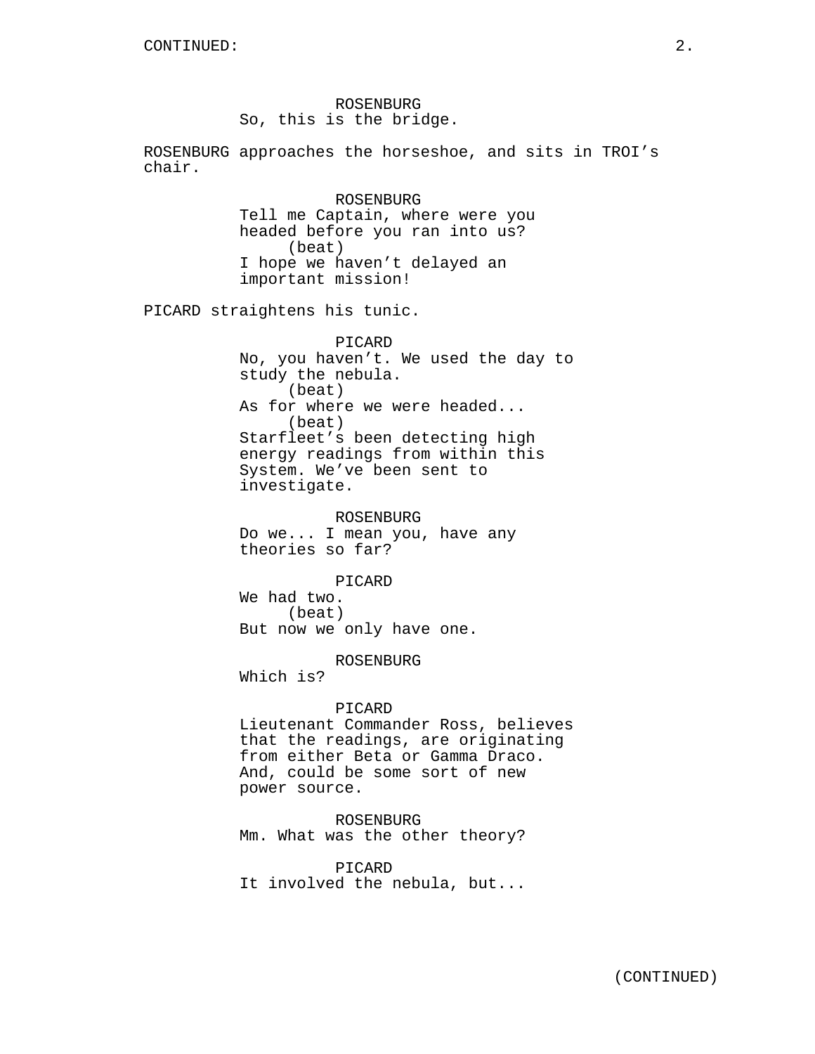ROSENBURG
So, this is the bridge.

ROSENBURG approaches the horseshoe, and sits in TROI's chair.

ROSENBURG
Tell me Captain, where were you headed before you ran into us?
(beat)
I hope we haven't delayed an important mission!

PICARD straightens his tunic.

PICARD
No, you haven't. We used the day to study the nebula.
(beat)
As for where we were headed...
(beat)
Starfleet's been detecting high energy readings from within this System. We've been sent to investigate.

ROSENBURG
Do we... I mean you, have any theories so far?

PICARD
We had two.
(beat)
But now we only have one.

ROSENBURG
Which is?

PICARD
Lieutenant Commander Ross, believes that the readings, are originating from either Beta or Gamma Draco. And, could be some sort of new power source.

ROSENBURG
Mm. What was the other theory?

PICARD
It involved the nebula, but...

(CONTINUED)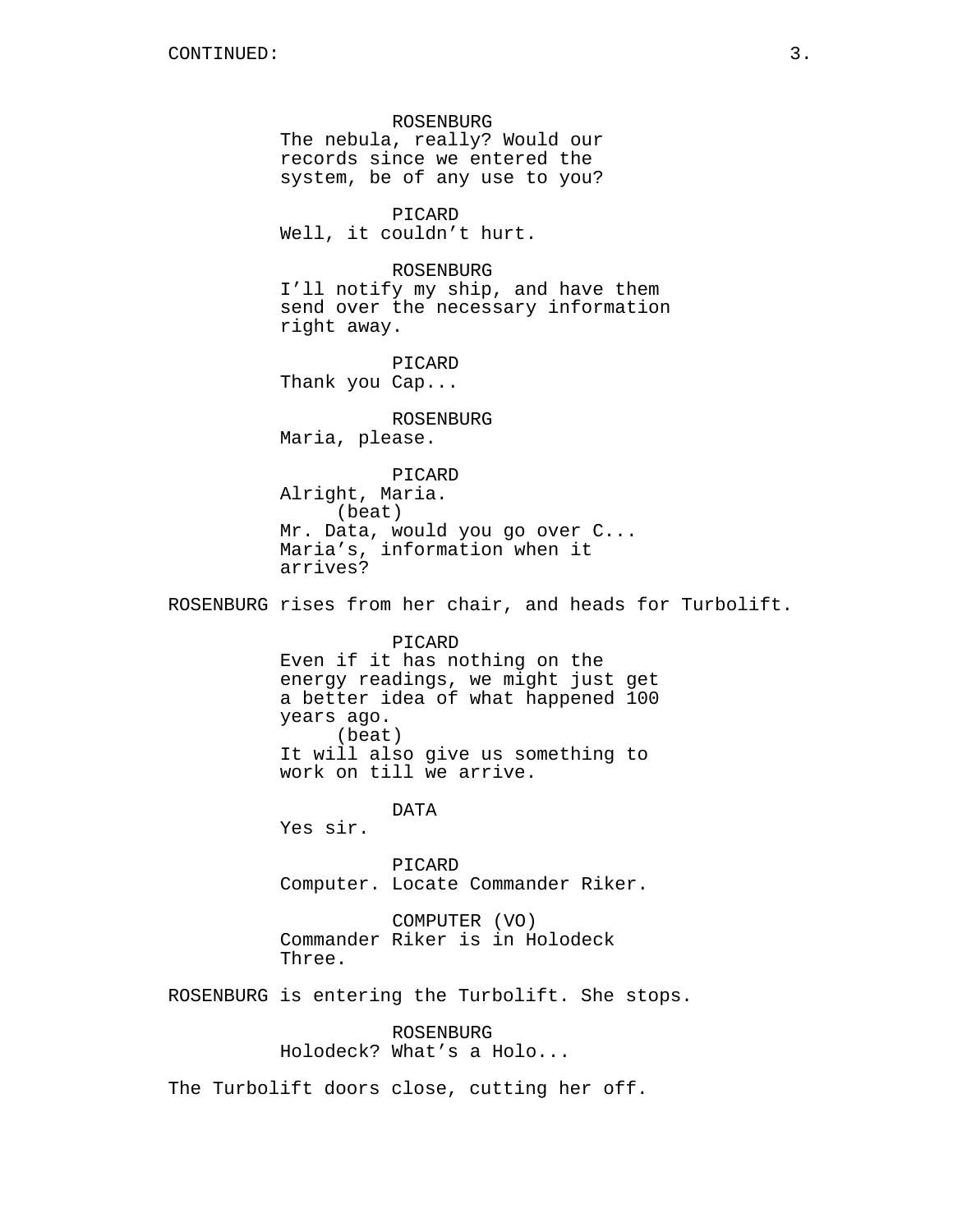ROSENBURG
The nebula, really? Would our records since we entered the system, be of any use to you?

PICARD
Well, it couldn't hurt.

ROSENBURG
I'll notify my ship, and have them send over the necessary information right away.

PICARD
Thank you Cap...

ROSENBURG
Maria, please.

PICARD
Alright, Maria.
(beat)
Mr. Data, would you go over C... Maria's, information when it arrives?

ROSENBURG rises from her chair, and heads for Turbolift.

PICARD
Even if it has nothing on the energy readings, we might just get a better idea of what happened 100 years ago.
(beat)
It will also give us something to work on till we arrive.

DATA
Yes sir.

PICARD
Computer. Locate Commander Riker.

COMPUTER (VO)
Commander Riker is in Holodeck Three.

ROSENBURG is entering the Turbolift. She stops.

ROSENBURG
Holodeck? What's a Holo...

The Turbolift doors close, cutting her off.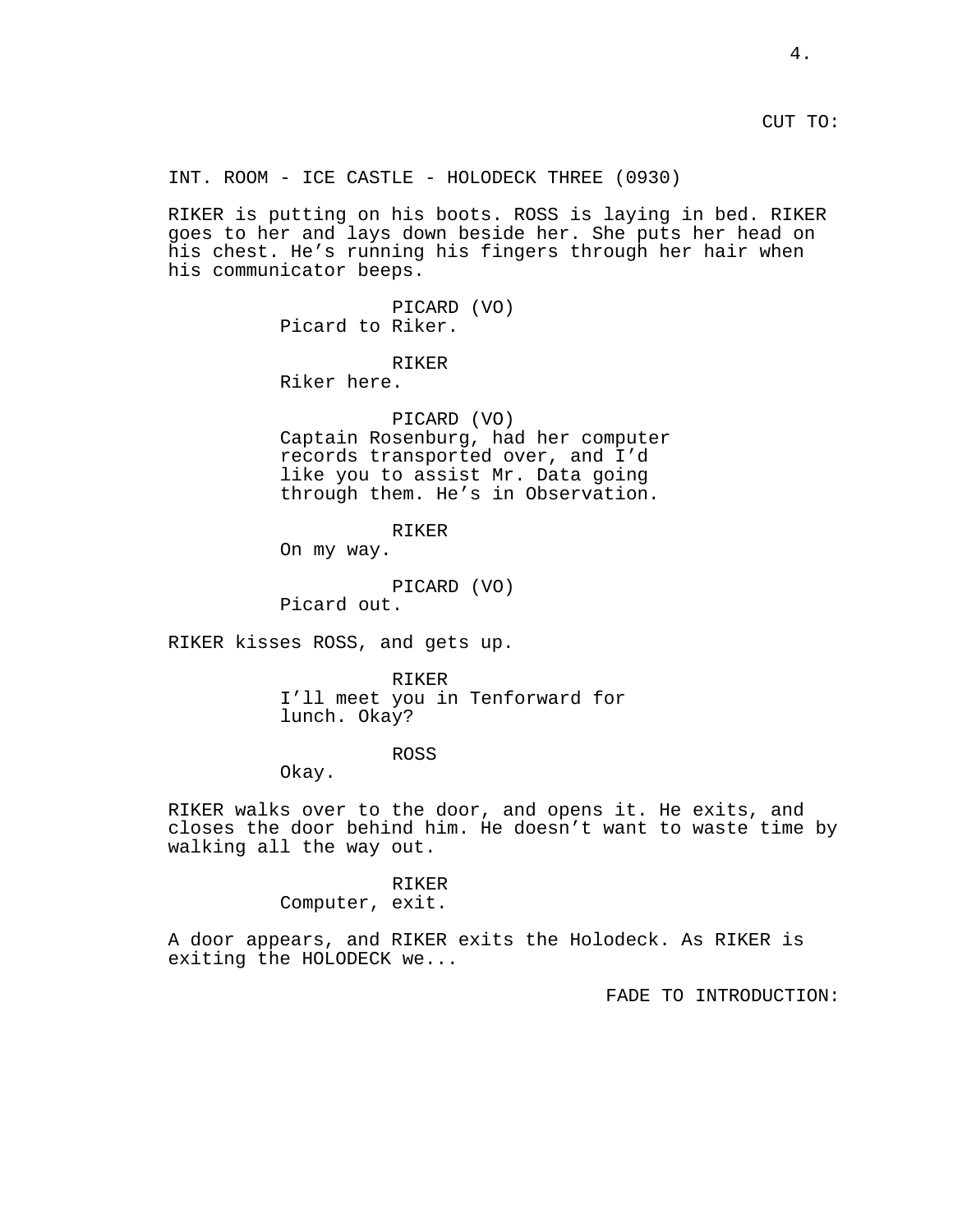CUT TO:

INT. ROOM - ICE CASTLE - HOLODECK THREE (0930)

RIKER is putting on his boots. ROSS is laying in bed. RIKER goes to her and lays down beside her. She puts her head on his chest. He's running his fingers through her hair when his communicator beeps.

PICARD (VO)
Picard to Riker.

RIKER
Riker here.

PICARD (VO)
Captain Rosenburg, had her computer records transported over, and I'd like you to assist Mr. Data going through them. He's in Observation.

RIKER
On my way.

PICARD (VO)
Picard out.

RIKER kisses ROSS, and gets up.

RIKER
I'll meet you in Tenforward for lunch. Okay?

ROSS
Okay.

RIKER walks over to the door, and opens it. He exits, and closes the door behind him. He doesn't want to waste time by walking all the way out.

RIKER
Computer, exit.

A door appears, and RIKER exits the Holodeck. As RIKER is exiting the HOLODECK we...

FADE TO INTRODUCTION: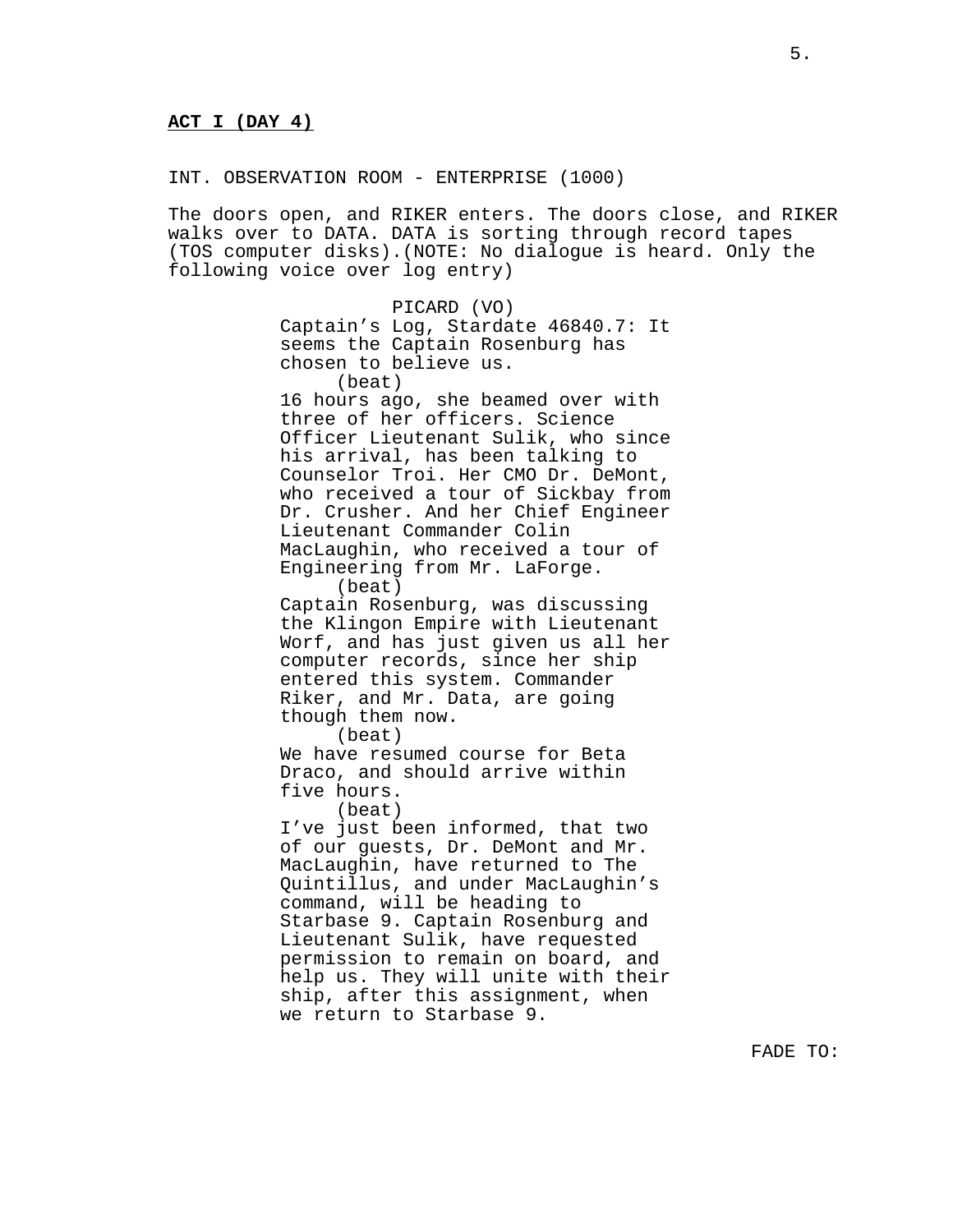**ACT I (DAY 4)**

INT. OBSERVATION ROOM - ENTERPRISE (1000)

The doors open, and RIKER enters. The doors close, and RIKER walks over to DATA. DATA is sorting through record tapes (TOS computer disks).(NOTE: No dialogue is heard. Only the following voice over log entry)

PICARD (VO)
Captain's Log, Stardate 46840.7: It seems the Captain Rosenburg has chosen to believe us.
(beat)
16 hours ago, she beamed over with three of her officers. Science Officer Lieutenant Sulik, who since his arrival, has been talking to Counselor Troi. Her CMO Dr. DeMont, who received a tour of Sickbay from Dr. Crusher. And her Chief Engineer Lieutenant Commander Colin MacLaughin, who received a tour of Engineering from Mr. LaForge.
(beat)
Captain Rosenburg, was discussing the Klingon Empire with Lieutenant Worf, and has just given us all her computer records, since her ship entered this system. Commander Riker, and Mr. Data, are going though them now.
(beat)
We have resumed course for Beta Draco, and should arrive within five hours.
(beat)
I've just been informed, that two of our guests, Dr. DeMont and Mr. MacLaughin, have returned to The Quintillus, and under MacLaughin's command, will be heading to Starbase 9. Captain Rosenburg and Lieutenant Sulik, have requested permission to remain on board, and help us. They will unite with their ship, after this assignment, when we return to Starbase 9.

FADE TO: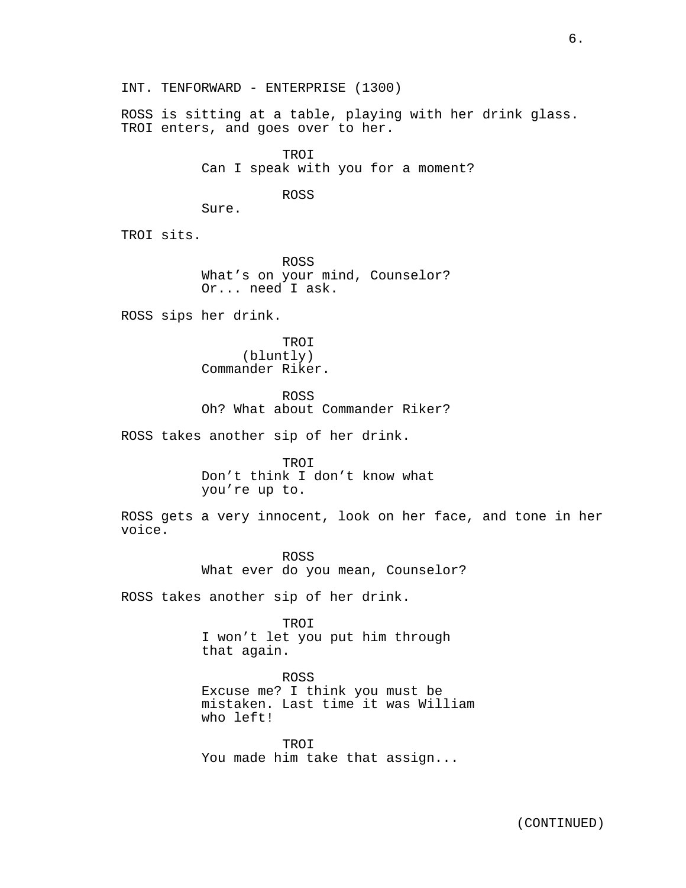INT. TENFORWARD - ENTERPRISE (1300)

ROSS is sitting at a table, playing with her drink glass. TROI enters, and goes over to her.

TROI
Can I speak with you for a moment?

ROSS
Sure.

TROI sits.

ROSS
What’s on your mind, Counselor? Or... need I ask.

ROSS sips her drink.

TROI
(bluntly)
Commander Riker.

ROSS
Oh? What about Commander Riker?

ROSS takes another sip of her drink.

TROI
Don’t think I don’t know what you’re up to.

ROSS gets a very innocent, look on her face, and tone in her voice.

ROSS
What ever do you mean, Counselor?

ROSS takes another sip of her drink.

TROI
I won’t let you put him through that again.

ROSS
Excuse me? I think you must be mistaken. Last time it was William who left!

TROI
You made him take that assign...

(CONTINUED)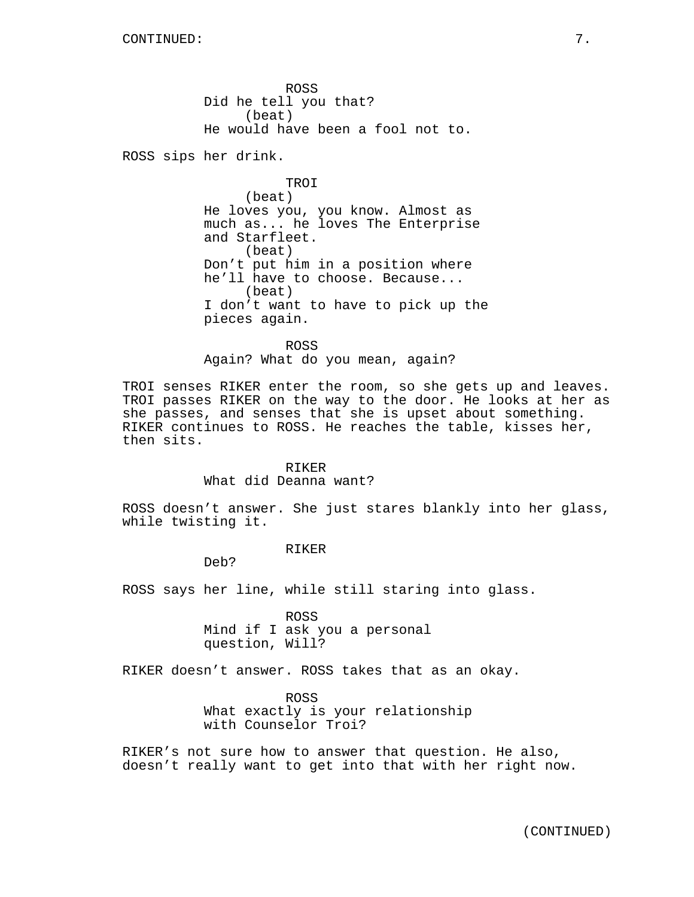CONTINUED:

ROSS
Did he tell you that?
(beat)
He would have been a fool not to.

ROSS sips her drink.

TROI
(beat)
He loves you, you know. Almost as much as... he loves The Enterprise and Starfleet.
(beat)
Don’t put him in a position where he’ll have to choose. Because...
(beat)
I don’t want to have to pick up the pieces again.

ROSS
Again? What do you mean, again?

TROI senses RIKER enter the room, so she gets up and leaves. TROI passes RIKER on the way to the door. He looks at her as she passes, and senses that she is upset about something. RIKER continues to ROSS. He reaches the table, kisses her, then sits.

RIKER
What did Deanna want?

ROSS doesn’t answer. She just stares blankly into her glass, while twisting it.

RIKER
Deb?

ROSS says her line, while still staring into glass.

ROSS
Mind if I ask you a personal question, Will?

RIKER doesn’t answer. ROSS takes that as an okay.

ROSS
What exactly is your relationship with Counselor Troi?

RIKER’s not sure how to answer that question. He also, doesn’t really want to get into that with her right now.

(CONTINUED)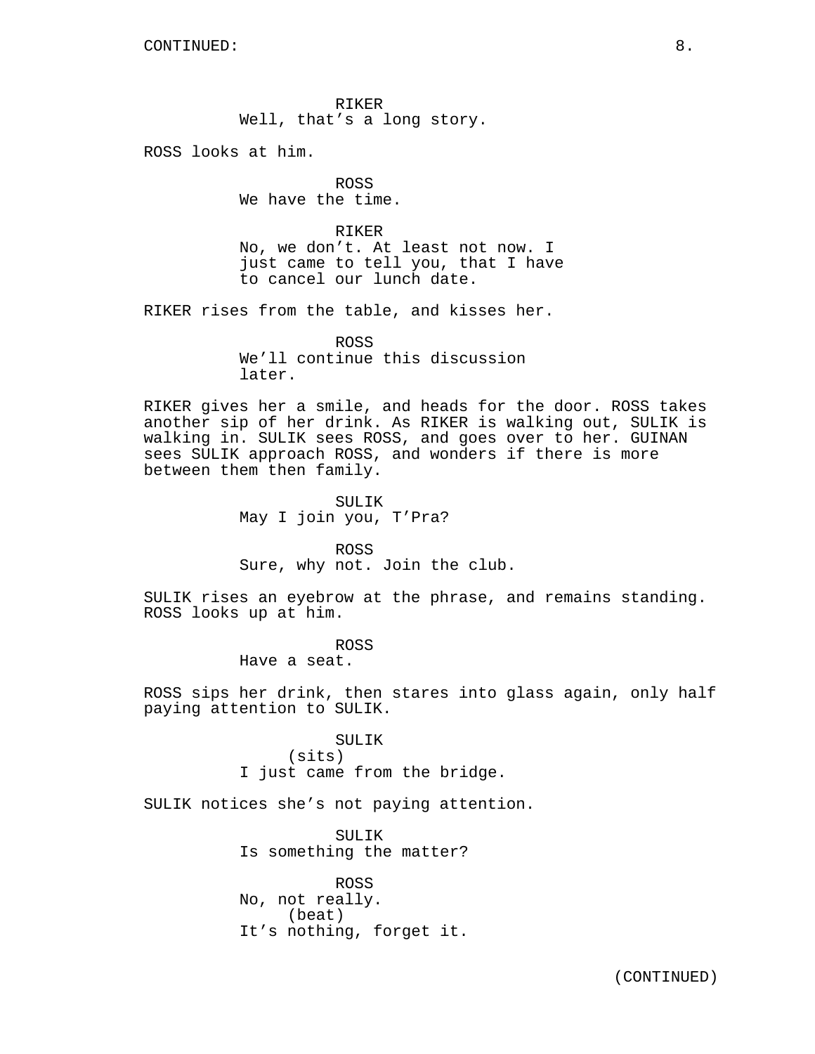CONTINUED:

RIKER
Well, that’s a long story.

ROSS looks at him.

ROSS
We have the time.

RIKER
No, we don’t. At least not now. I just came to tell you, that I have to cancel our lunch date.

RIKER rises from the table, and kisses her.

ROSS
We’ll continue this discussion later.

RIKER gives her a smile, and heads for the door. ROSS takes another sip of her drink. As RIKER is walking out, SULIK is walking in. SULIK sees ROSS, and goes over to her. GUINAN sees SULIK approach ROSS, and wonders if there is more between them then family.

SULIK
May I join you, T’Pra?

ROSS
Sure, why not. Join the club.

SULIK rises an eyebrow at the phrase, and remains standing. ROSS looks up at him.

ROSS
Have a seat.

ROSS sips her drink, then stares into glass again, only half paying attention to SULIK.

SULIK
(sits)
I just came from the bridge.

SULIK notices she’s not paying attention.

SULIK
Is something the matter?

ROSS
No, not really.
(beat)
It’s nothing, forget it.

(CONTINUED)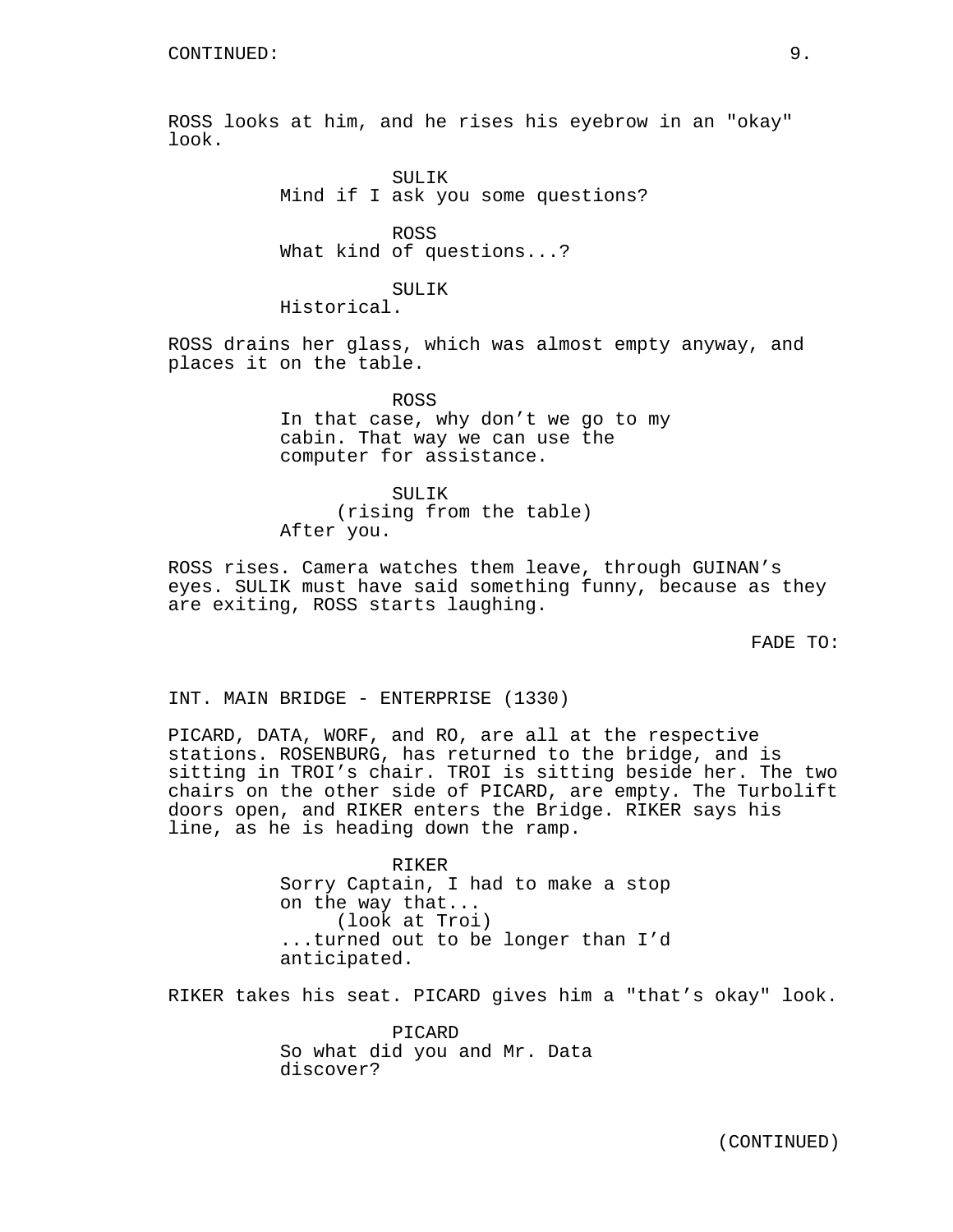CONTINUED:

ROSS looks at him, and he rises his eyebrow in an "okay" look.

SULIK
Mind if I ask you some questions?

ROSS
What kind of questions...?

SULIK
Historical.

ROSS drains her glass, which was almost empty anyway, and places it on the table.

ROSS
In that case, why don't we go to my cabin. That way we can use the computer for assistance.

SULIK
(rising from the table)
After you.

ROSS rises. Camera watches them leave, through GUINAN's eyes. SULIK must have said something funny, because as they are exiting, ROSS starts laughing.

FADE TO:

INT. MAIN BRIDGE - ENTERPRISE (1330)

PICARD, DATA, WORF, and RO, are all at the respective stations. ROSENBURG, has returned to the bridge, and is sitting in TROI's chair. TROI is sitting beside her. The two chairs on the other side of PICARD, are empty. The Turbolift doors open, and RIKER enters the Bridge. RIKER says his line, as he is heading down the ramp.

RIKER
Sorry Captain, I had to make a stop on the way that...
(look at Troi)
...turned out to be longer than I'd anticipated.

RIKER takes his seat. PICARD gives him a "that's okay" look.

PICARD
So what did you and Mr. Data discover?

(CONTINUED)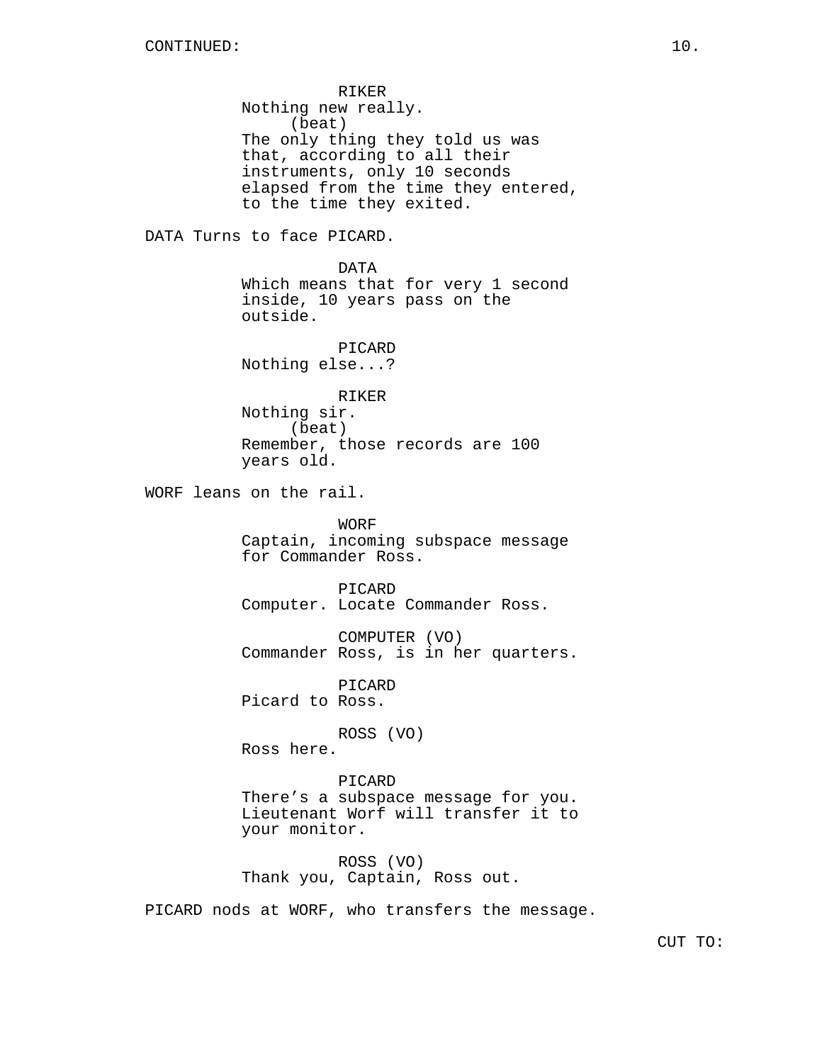CONTINUED:

RIKER
Nothing new really.
(beat)
The only thing they told us was that, according to all their instruments, only 10 seconds elapsed from the time they entered, to the time they exited.

DATA Turns to face PICARD.

DATA
Which means that for very 1 second inside, 10 years pass on the outside.

PICARD
Nothing else...?

RIKER
Nothing sir.
(beat)
Remember, those records are 100 years old.

WORF leans on the rail.

WORF
Captain, incoming subspace message for Commander Ross.

PICARD
Computer. Locate Commander Ross.

COMPUTER (VO)
Commander Ross, is in her quarters.

PICARD
Picard to Ross.

ROSS (VO)
Ross here.

PICARD
There's a subspace message for you. Lieutenant Worf will transfer it to your monitor.

ROSS (VO)
Thank you, Captain, Ross out.

PICARD nods at WORF, who transfers the message.

CUT TO: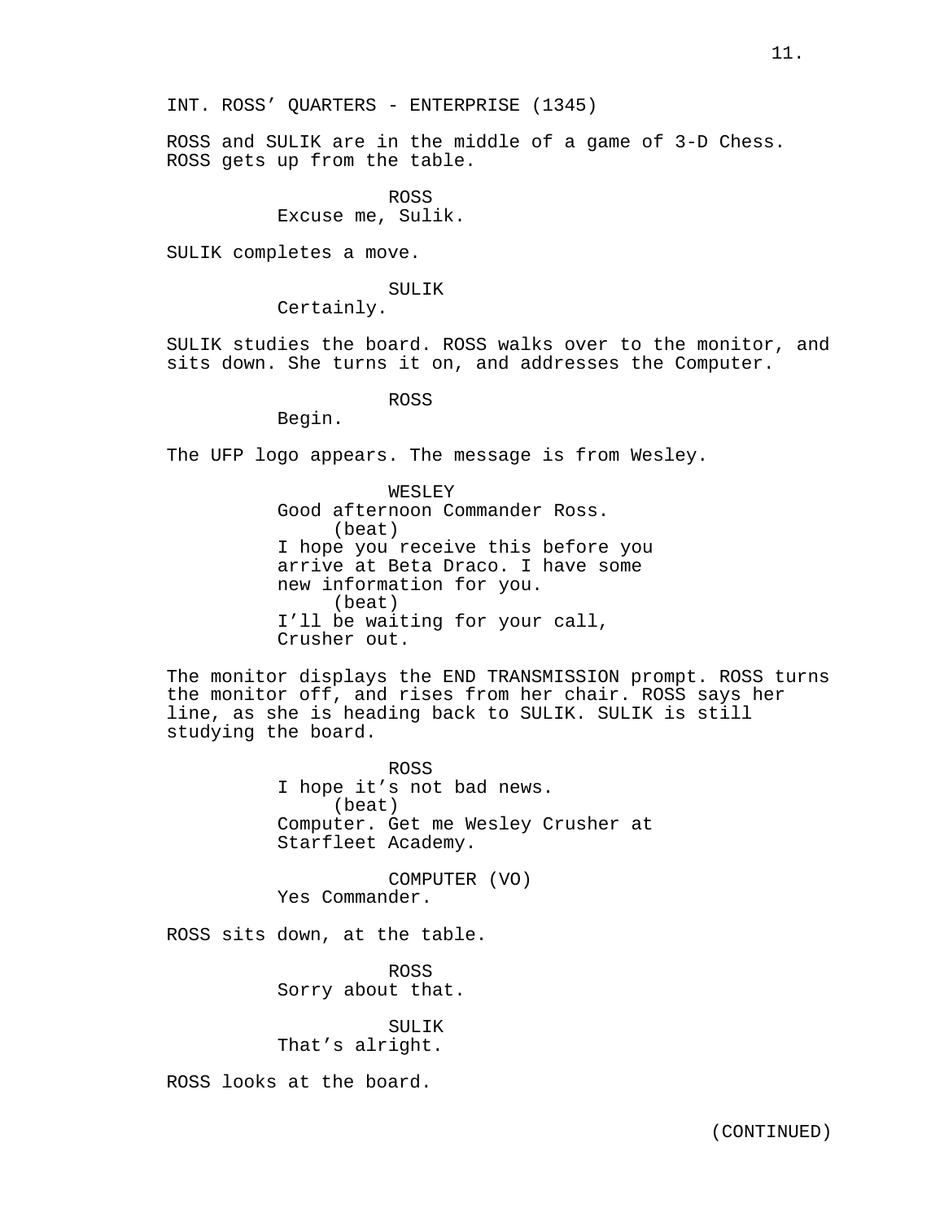INT. ROSS' QUARTERS - ENTERPRISE (1345)

ROSS and SULIK are in the middle of a game of 3-D Chess. ROSS gets up from the table.

ROSS
Excuse me, Sulik.

SULIK completes a move.

SULIK
Certainly.

SULIK studies the board. ROSS walks over to the monitor, and sits down. She turns it on, and addresses the Computer.

ROSS
Begin.

The UFP logo appears. The message is from Wesley.

WESLEY
Good afternoon Commander Ross.
(beat)
I hope you receive this before you arrive at Beta Draco. I have some new information for you.
(beat)
I'll be waiting for your call, Crusher out.

The monitor displays the END TRANSMISSION prompt. ROSS turns the monitor off, and rises from her chair. ROSS says her line, as she is heading back to SULIK. SULIK is still studying the board.

ROSS
I hope it's not bad news.
(beat)
Computer. Get me Wesley Crusher at Starfleet Academy.

COMPUTER (VO)
Yes Commander.

ROSS sits down, at the table.

ROSS
Sorry about that.

SULIK
That's alright.

ROSS looks at the board.

(CONTINUED)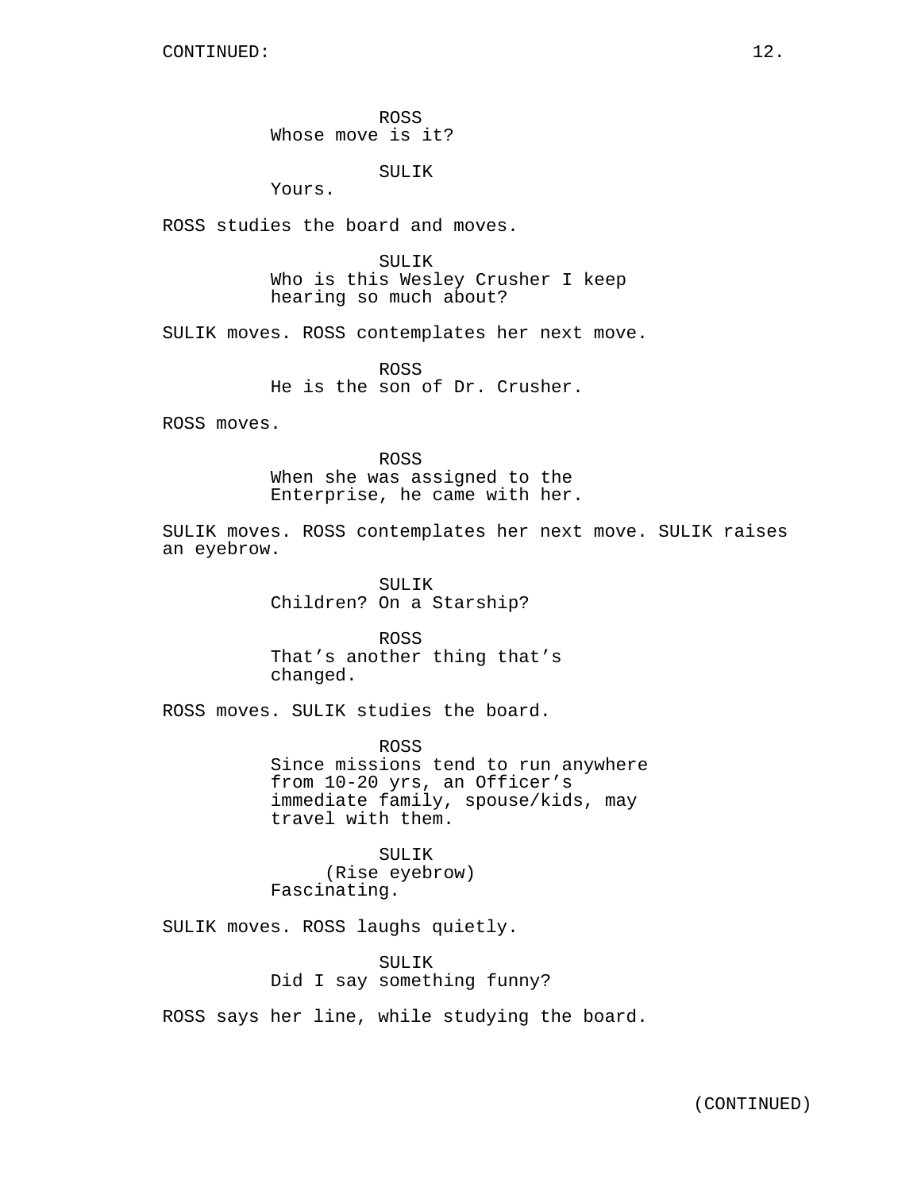ROSS
Whose move is it?

SULIK
Yours.

ROSS studies the board and moves.

SULIK
Who is this Wesley Crusher I keep hearing so much about?

SULIK moves. ROSS contemplates her next move.

ROSS
He is the son of Dr. Crusher.

ROSS moves.

ROSS
When she was assigned to the Enterprise, he came with her.

SULIK moves. ROSS contemplates her next move. SULIK raises an eyebrow.

SULIK
Children? On a Starship?

ROSS
That’s another thing that’s changed.

ROSS moves. SULIK studies the board.

ROSS
Since missions tend to run anywhere from 10-20 yrs, an Officer’s immediate family, spouse/kids, may travel with them.

SULIK
(Rise eyebrow)
Fascinating.

SULIK moves. ROSS laughs quietly.

SULIK
Did I say something funny?

ROSS says her line, while studying the board.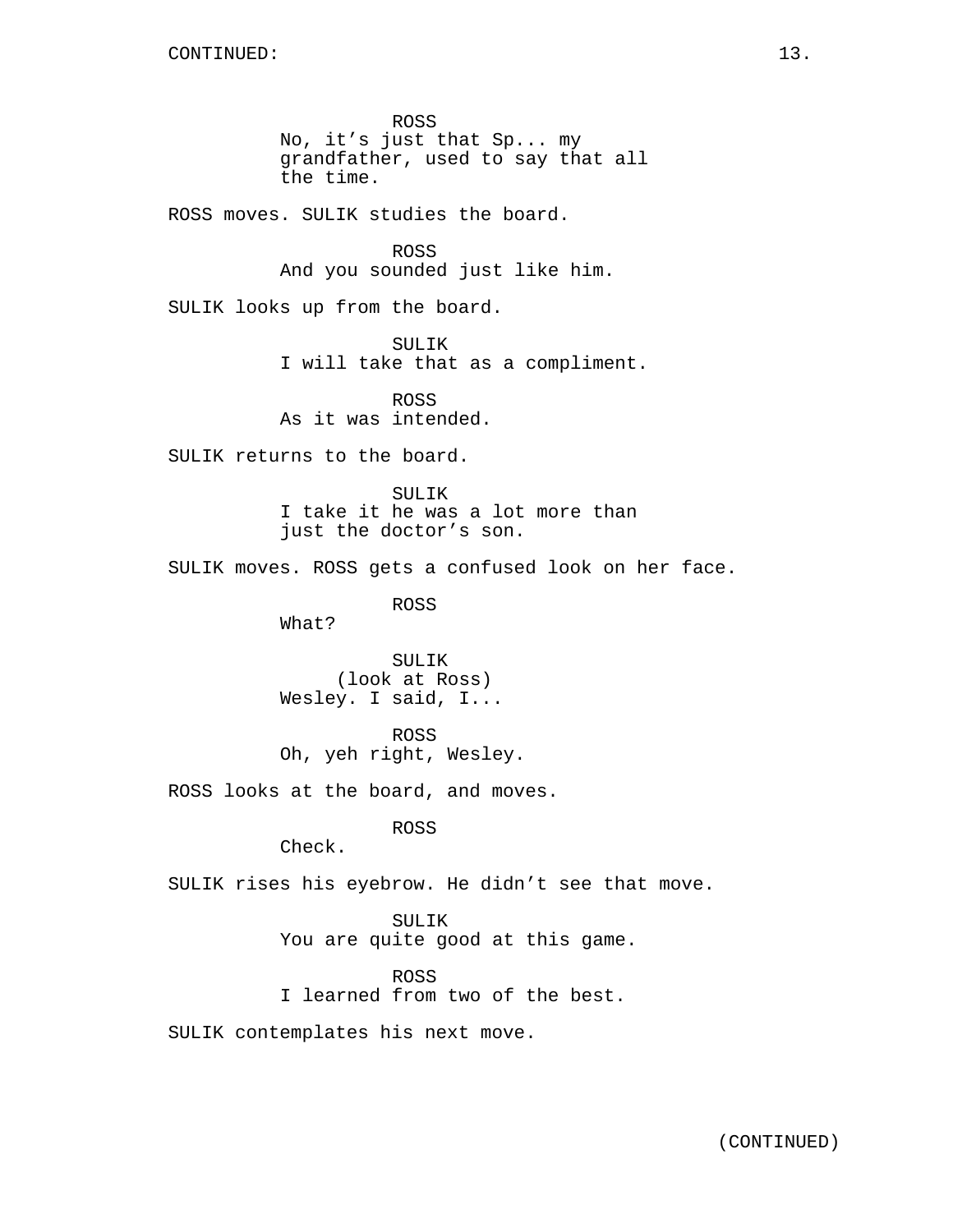ROSS
No, it's just that Sp... my grandfather, used to say that all the time.

ROSS moves. SULIK studies the board.

ROSS
And you sounded just like him.

SULIK looks up from the board.

SULIK
I will take that as a compliment.

ROSS
As it was intended.

SULIK returns to the board.

SULIK
I take it he was a lot more than just the doctor's son.

SULIK moves. ROSS gets a confused look on her face.

ROSS
What?

SULIK
(look at Ross)
Wesley. I said, I...

ROSS
Oh, yeh right, Wesley.

ROSS looks at the board, and moves.

ROSS
Check.

SULIK rises his eyebrow. He didn't see that move.

SULIK
You are quite good at this game.

ROSS
I learned from two of the best.

SULIK contemplates his next move.

(CONTINUED)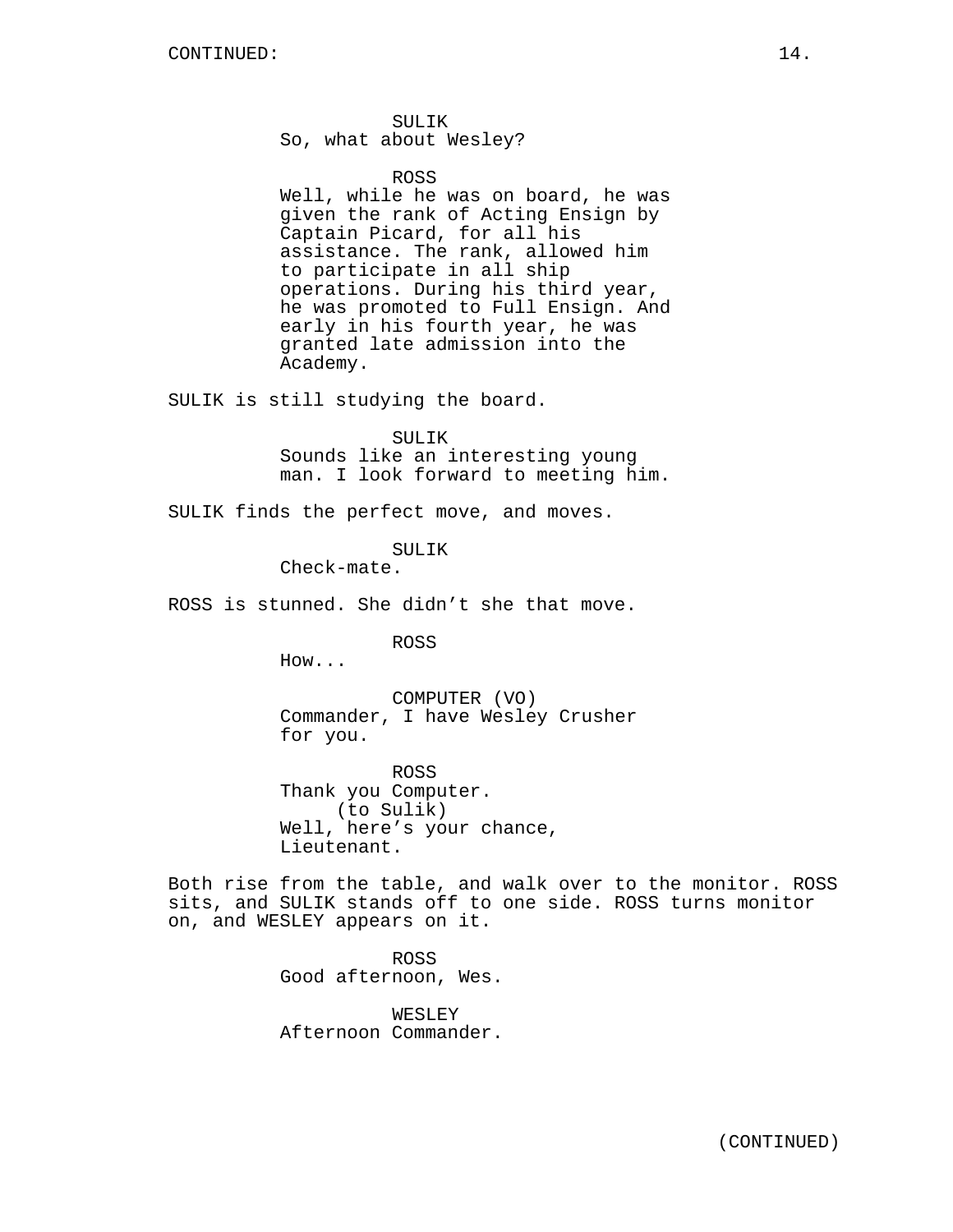CONTINUED:

SULIK
So, what about Wesley?

ROSS
Well, while he was on board, he was given the rank of Acting Ensign by Captain Picard, for all his assistance. The rank, allowed him to participate in all ship operations. During his third year, he was promoted to Full Ensign. And early in his fourth year, he was granted late admission into the Academy.

SULIK is still studying the board.

SULIK
Sounds like an interesting young man. I look forward to meeting him.

SULIK finds the perfect move, and moves.

SULIK
Check-mate.

ROSS is stunned. She didn't she that move.

ROSS
How...

COMPUTER (VO)
Commander, I have Wesley Crusher for you.

ROSS
Thank you Computer.
(to Sulik)
Well, here's your chance, Lieutenant.

Both rise from the table, and walk over to the monitor. ROSS sits, and SULIK stands off to one side. ROSS turns monitor on, and WESLEY appears on it.

ROSS
Good afternoon, Wes.

WESLEY
Afternoon Commander.

(CONTINUED)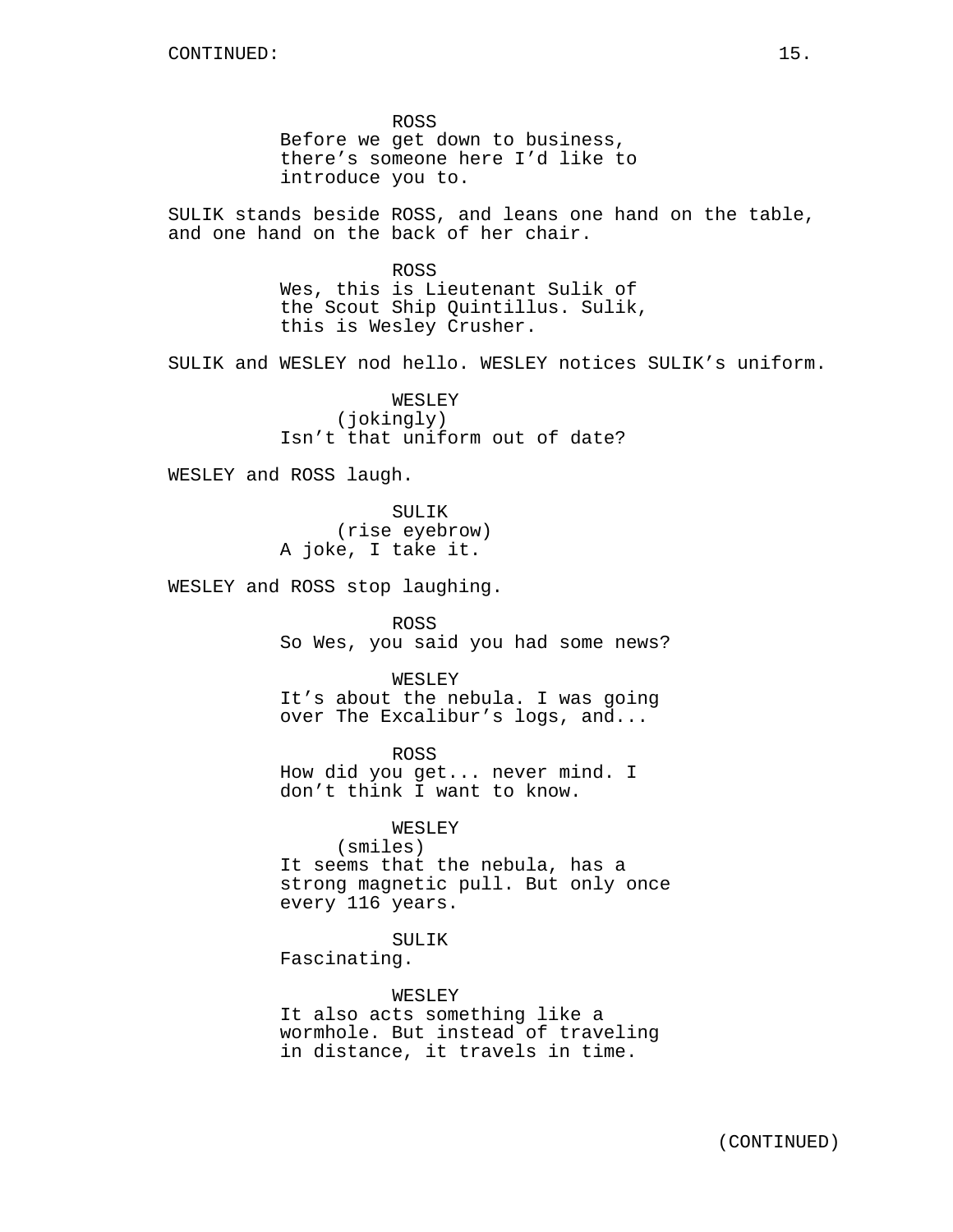ROSS
Before we get down to business, there's someone here I'd like to introduce you to.

SULIK stands beside ROSS, and leans one hand on the table, and one hand on the back of her chair.

ROSS
Wes, this is Lieutenant Sulik of the Scout Ship Quintillus. Sulik, this is Wesley Crusher.

SULIK and WESLEY nod hello. WESLEY notices SULIK's uniform.

WESLEY
(jokingly)
Isn't that uniform out of date?

WESLEY and ROSS laugh.

SULIK
(rise eyebrow)
A joke, I take it.

WESLEY and ROSS stop laughing.

ROSS
So Wes, you said you had some news?

WESLEY
It's about the nebula. I was going over The Excalibur's logs, and...

ROSS
How did you get... never mind. I don't think I want to know.

WESLEY
(smiles)
It seems that the nebula, has a strong magnetic pull. But only once every 116 years.

SULIK
Fascinating.

WESLEY
It also acts something like a wormhole. But instead of traveling in distance, it travels in time.

(CONTINUED)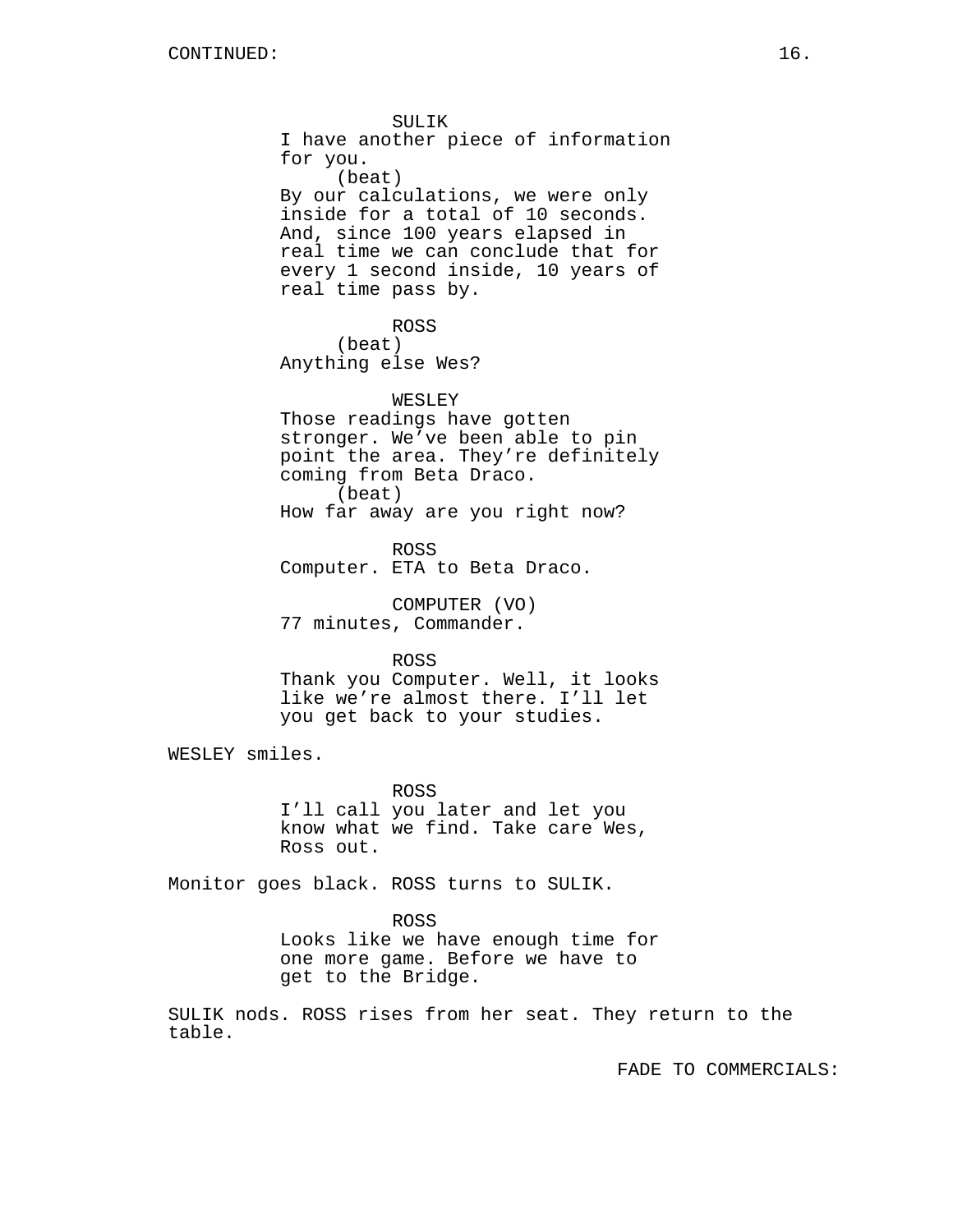SULIK
I have another piece of information for you.
(beat)
By our calculations, we were only inside for a total of 10 seconds. And, since 100 years elapsed in real time we can conclude that for every 1 second inside, 10 years of real time pass by.

ROSS
(beat)
Anything else Wes?

WESLEY
Those readings have gotten stronger. We've been able to pin point the area. They're definitely coming from Beta Draco.
(beat)
How far away are you right now?

ROSS
Computer. ETA to Beta Draco.

COMPUTER (VO)
77 minutes, Commander.

ROSS
Thank you Computer. Well, it looks like we're almost there. I'll let you get back to your studies.

WESLEY smiles.

ROSS
I'll call you later and let you know what we find. Take care Wes, Ross out.

Monitor goes black. ROSS turns to SULIK.

ROSS
Looks like we have enough time for one more game. Before we have to get to the Bridge.

SULIK nods. ROSS rises from her seat. They return to the table.

FADE TO COMMERCIALS: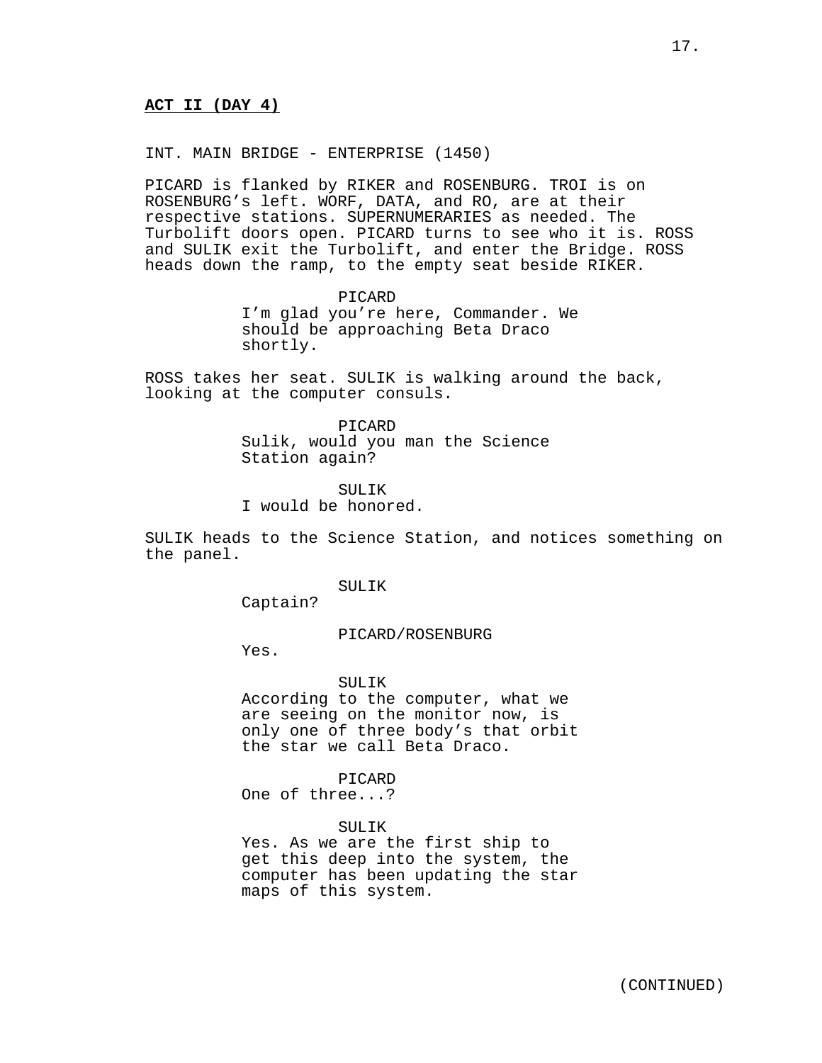**ACT II (DAY 4)**

INT. MAIN BRIDGE - ENTERPRISE (1450)

PICARD is flanked by RIKER and ROSENBURG. TROI is on ROSENBURG's left. WORF, DATA, and RO, are at their respective stations. SUPERNUMERARIES as needed. The Turbolift doors open. PICARD turns to see who it is. ROSS and SULIK exit the Turbolift, and enter the Bridge. ROSS heads down the ramp, to the empty seat beside RIKER.

PICARD
I'm glad you're here, Commander. We should be approaching Beta Draco shortly.

ROSS takes her seat. SULIK is walking around the back, looking at the computer consuls.

PICARD
Sulik, would you man the Science Station again?

SULIK
I would be honored.

SULIK heads to the Science Station, and notices something on the panel.

SULIK
Captain?

PICARD/ROSENBURG
Yes.

SULIK
According to the computer, what we are seeing on the monitor now, is only one of three body's that orbit the star we call Beta Draco.

PICARD
One of three...?

SULIK
Yes. As we are the first ship to get this deep into the system, the computer has been updating the star maps of this system.

(CONTINUED)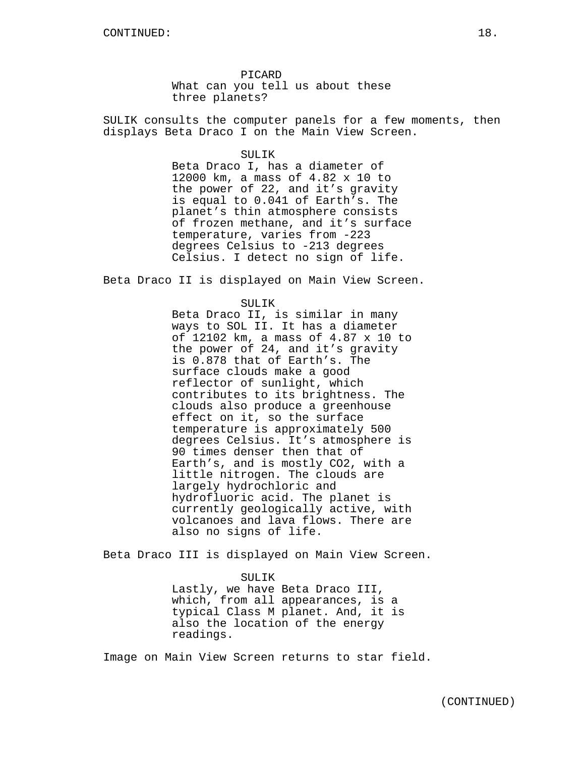CONTINUED:

PICARD
What can you tell us about these three planets?

SULIK consults the computer panels for a few moments, then displays Beta Draco I on the Main View Screen.

SULIK
Beta Draco I, has a diameter of 12000 km, a mass of 4.82 x 10 to the power of 22, and it's gravity is equal to 0.041 of Earth's. The planet's thin atmosphere consists of frozen methane, and it's surface temperature, varies from -223 degrees Celsius to -213 degrees Celsius. I detect no sign of life.

Beta Draco II is displayed on Main View Screen.

SULIK
Beta Draco II, is similar in many ways to SOL II. It has a diameter of 12102 km, a mass of 4.87 x 10 to the power of 24, and it's gravity is 0.878 that of Earth's. The surface clouds make a good reflector of sunlight, which contributes to its brightness. The clouds also produce a greenhouse effect on it, so the surface temperature is approximately 500 degrees Celsius. It's atmosphere is 90 times denser then that of Earth's, and is mostly $CO_2$, with a little nitrogen. The clouds are largely hydrochloric and hydrofluoric acid. The planet is currently geologically active, with volcanoes and lava flows. There are also no signs of life.

Beta Draco III is displayed on Main View Screen.

SULIK
Lastly, we have Beta Draco III, which, from all appearances, is a typical Class M planet. And, it is also the location of the energy readings.

Image on Main View Screen returns to star field.

(CONTINUED)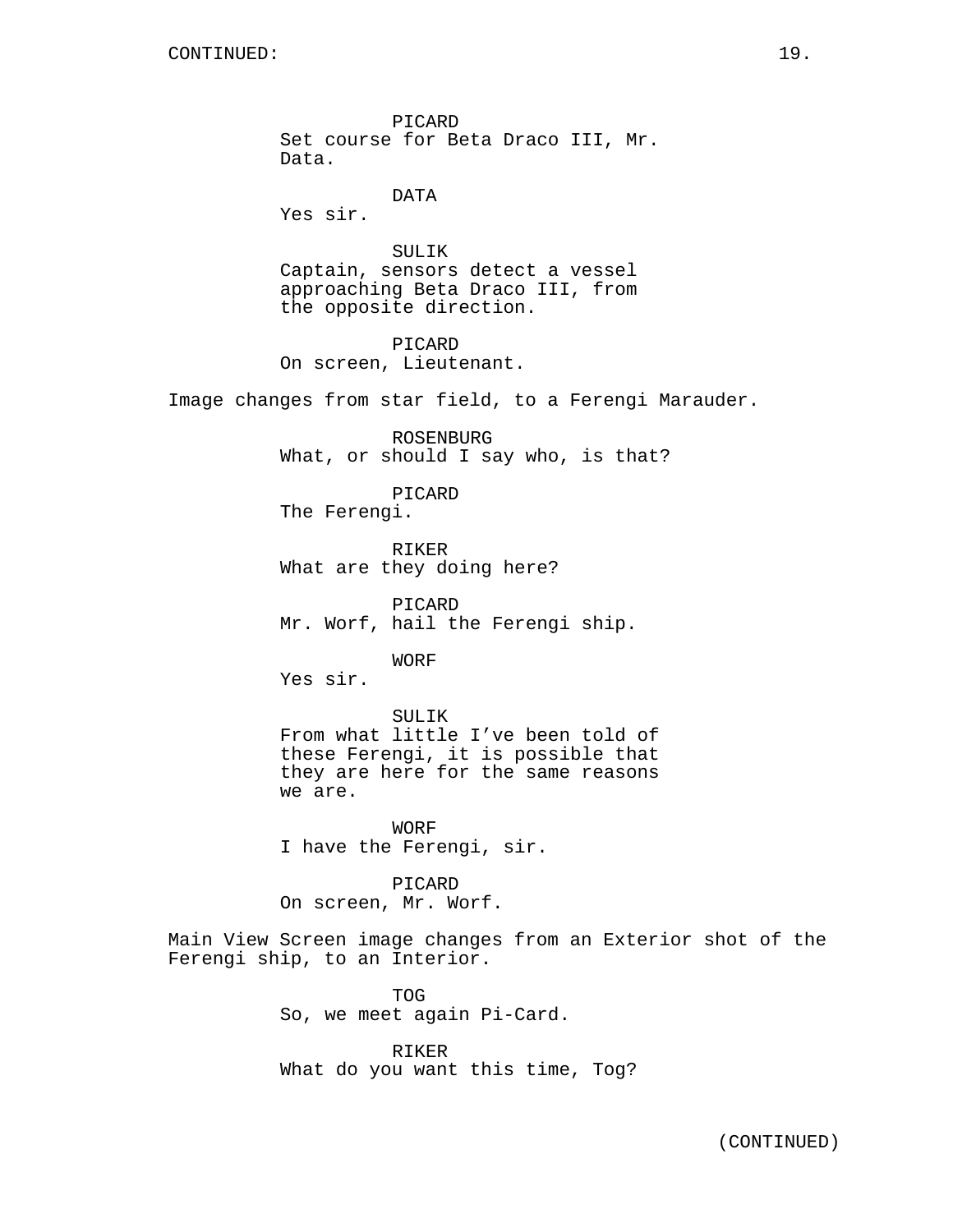PICARD
Set course for Beta Draco III, Mr. Data.

DATA
Yes sir.

SULIK
Captain, sensors detect a vessel approaching Beta Draco III, from the opposite direction.

PICARD
On screen, Lieutenant.

Image changes from star field, to a Ferengi Marauder.

ROSENBURG
What, or should I say who, is that?

PICARD
The Ferengi.

RIKER
What are they doing here?

PICARD
Mr. Worf, hail the Ferengi ship.

WORF
Yes sir.

SULIK
From what little I've been told of these Ferengi, it is possible that they are here for the same reasons we are.

WORF
I have the Ferengi, sir.

PICARD
On screen, Mr. Worf.

Main View Screen image changes from an Exterior shot of the Ferengi ship, to an Interior.

TOG
So, we meet again Pi-Card.

RIKER
What do you want this time, Tog?

(CONTINUED)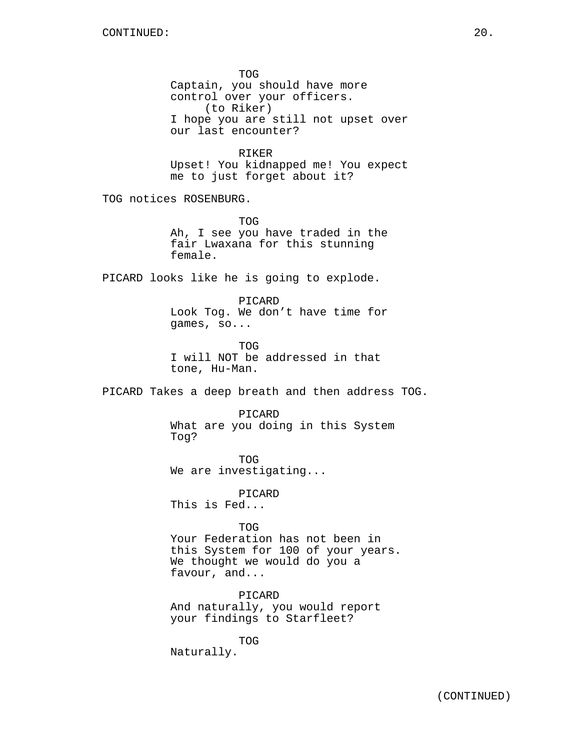TOG
Captain, you should have more control over your officers.
(to Riker)
I hope you are still not upset over our last encounter?

RIKER
Upset! You kidnapped me! You expect me to just forget about it?

TOG notices ROSENBURG.

TOG
Ah, I see you have traded in the fair Lwaxana for this stunning female.

PICARD looks like he is going to explode.

PICARD
Look Tog. We don’t have time for games, so...

TOG
I will NOT be addressed in that tone, Hu-Man.

PICARD Takes a deep breath and then address TOG.

PICARD
What are you doing in this System Tog?

TOG
We are investigating...

PICARD
This is Fed...

TOG
Your Federation has not been in this System for 100 of your years. We thought we would do you a favour, and...

PICARD
And naturally, you would report your findings to Starfleet?

TOG
Naturally.

(CONTINUED)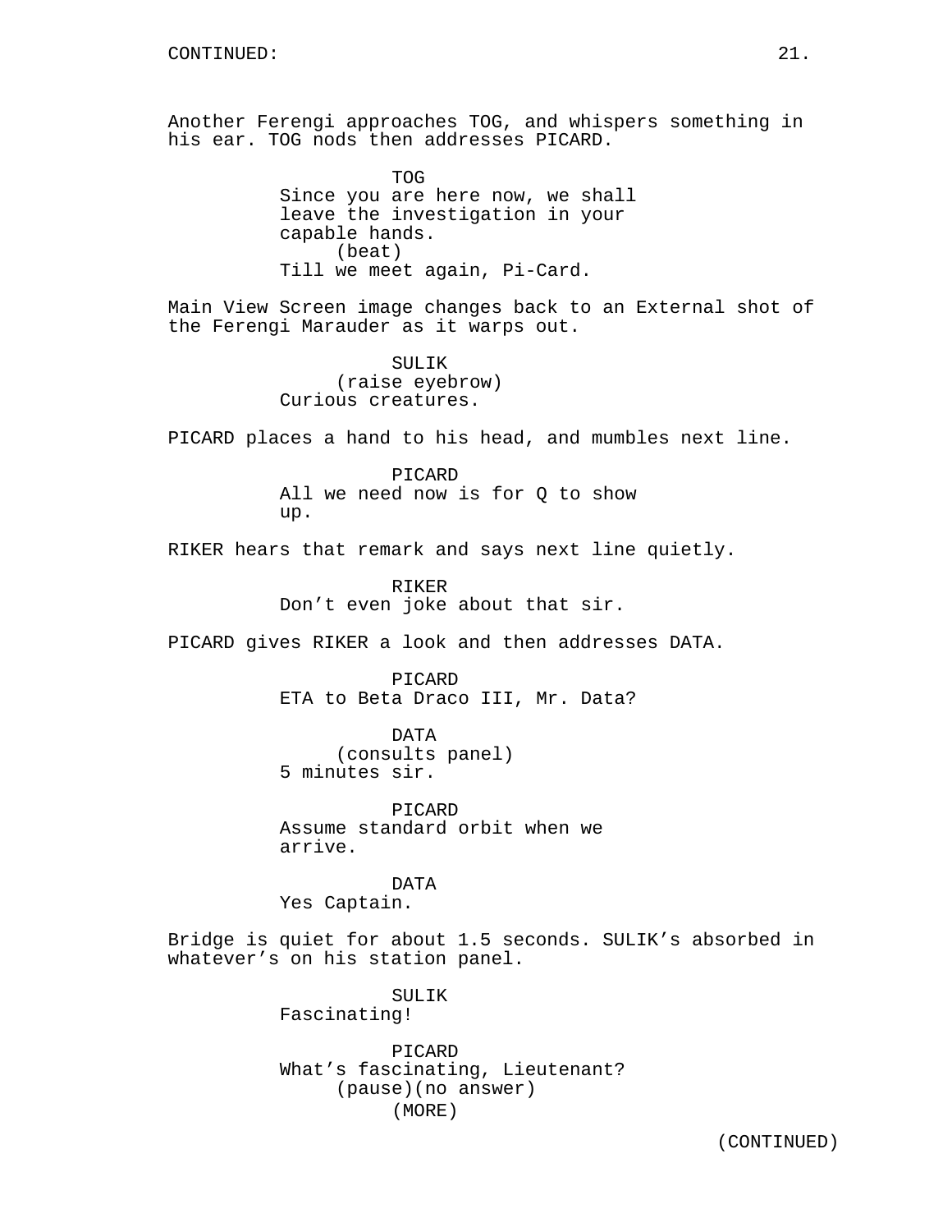CONTINUED:

Another Ferengi approaches TOG, and whispers something in his ear. TOG nods then addresses PICARD.

TOG
Since you are here now, we shall leave the investigation in your capable hands.
(beat)
Till we meet again, Pi-Card.

Main View Screen image changes back to an External shot of the Ferengi Marauder as it warps out.

SULIK
(raise eyebrow)
Curious creatures.

PICARD places a hand to his head, and mumbles next line.

PICARD
All we need now is for Q to show up.

RIKER hears that remark and says next line quietly.

RIKER
Don't even joke about that sir.

PICARD gives RIKER a look and then addresses DATA.

PICARD
ETA to Beta Draco III, Mr. Data?

DATA
(consults panel)
5 minutes sir.

PICARD
Assume standard orbit when we arrive.

DATA
Yes Captain.

Bridge is quiet for about 1.5 seconds. SULIK's absorbed in whatever's on his station panel.

SULIK
Fascinating!

PICARD
What's fascinating, Lieutenant?
(pause)(no answer)
(MORE)

(CONTINUED)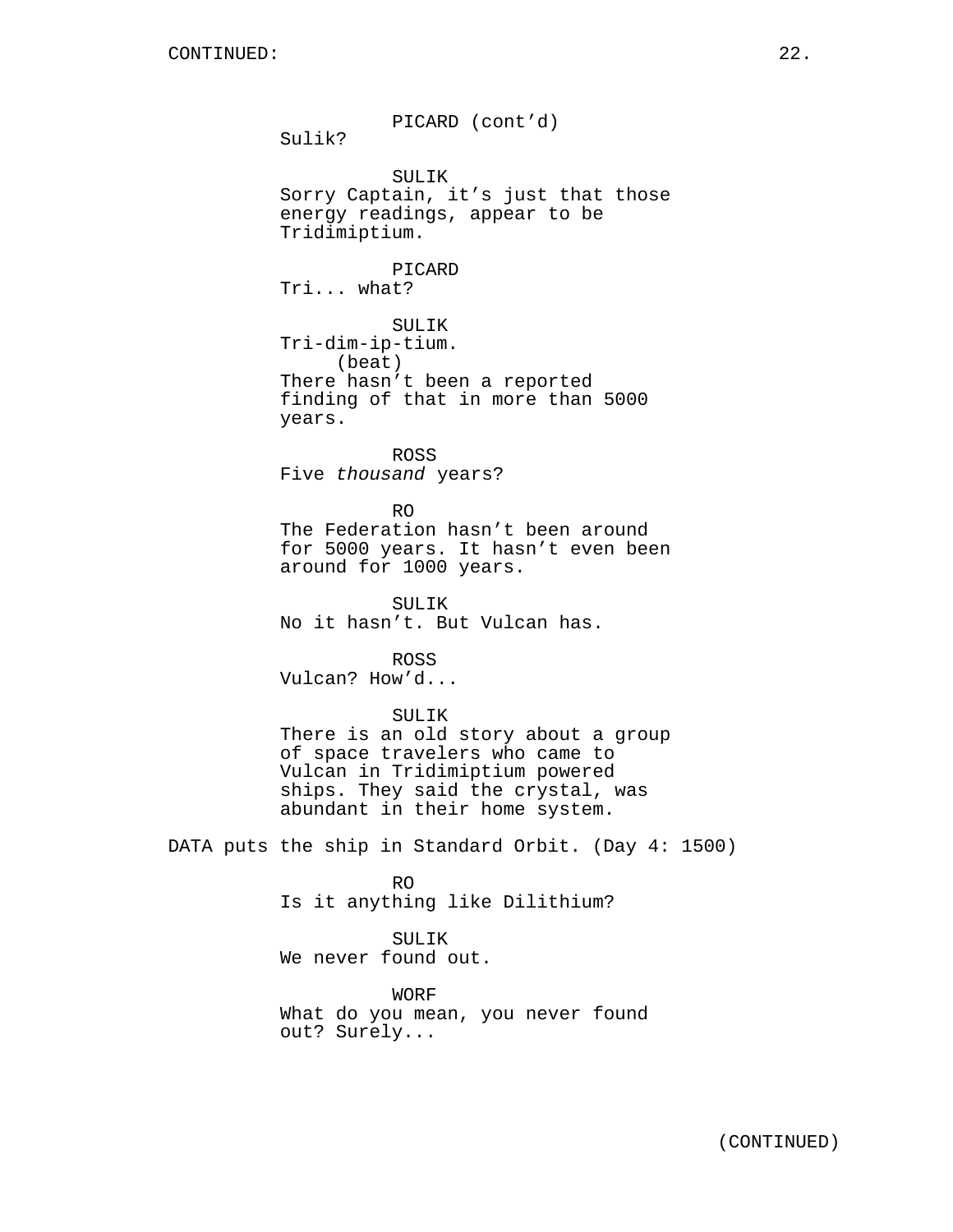CONTINUED:

PICARD (cont'd)
Sulik?

SULIK
Sorry Captain, it's just that those energy readings, appear to be Tridimiptium.

PICARD
Tri... what?

SULIK
Tri-dim-ip-tium.
(beat)
There hasn't been a reported finding of that in more than 5000 years.

ROSS
Five *thousand* years?

RO
The Federation hasn't been around for 5000 years. It hasn't even been around for 1000 years.

SULIK
No it hasn't. But Vulcan has.

ROSS
Vulcan? How'd...

SULIK
There is an old story about a group of space travelers who came to Vulcan in Tridimiptium powered ships. They said the crystal, was abundant in their home system.

DATA puts the ship in Standard Orbit. (Day 4: 1500)

RO
Is it anything like Dilithium?

SULIK
We never found out.

WORF
What do you mean, you never found out? Surely...

(CONTINUED)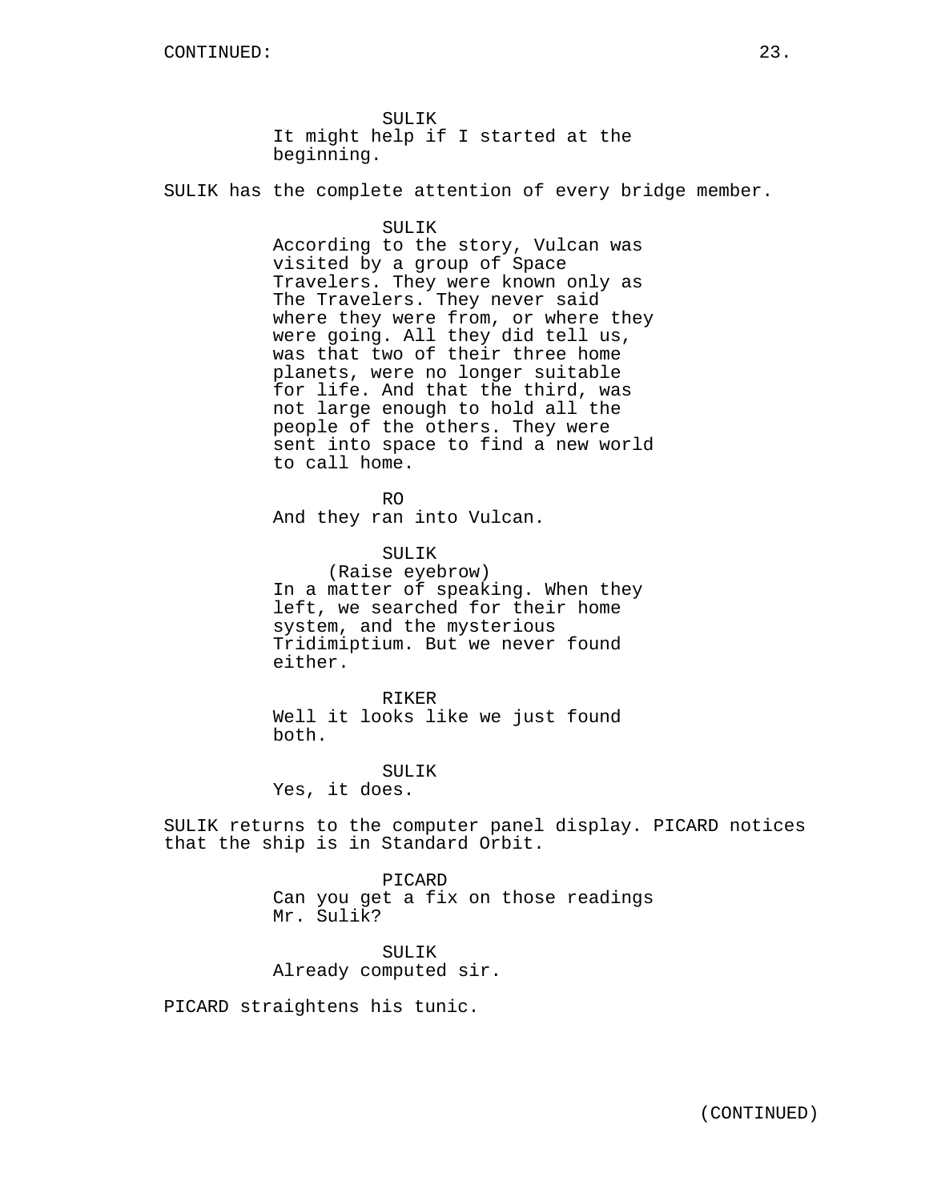CONTINUED:

SULIK
It might help if I started at the beginning.

SULIK has the complete attention of every bridge member.

SULIK
According to the story, Vulcan was visited by a group of Space Travelers. They were known only as The Travelers. They never said where they were from, or where they were going. All they did tell us, was that two of their three home planets, were no longer suitable for life. And that the third, was not large enough to hold all the people of the others. They were sent into space to find a new world to call home.

RO
And they ran into Vulcan.

SULIK
(Raise eyebrow)
In a matter of speaking. When they left, we searched for their home system, and the mysterious Tridimiptium. But we never found either.

RIKER
Well it looks like we just found both.

SULIK
Yes, it does.

SULIK returns to the computer panel display. PICARD notices that the ship is in Standard Orbit.

PICARD
Can you get a fix on those readings Mr. Sulik?

SULIK
Already computed sir.

PICARD straightens his tunic.

(CONTINUED)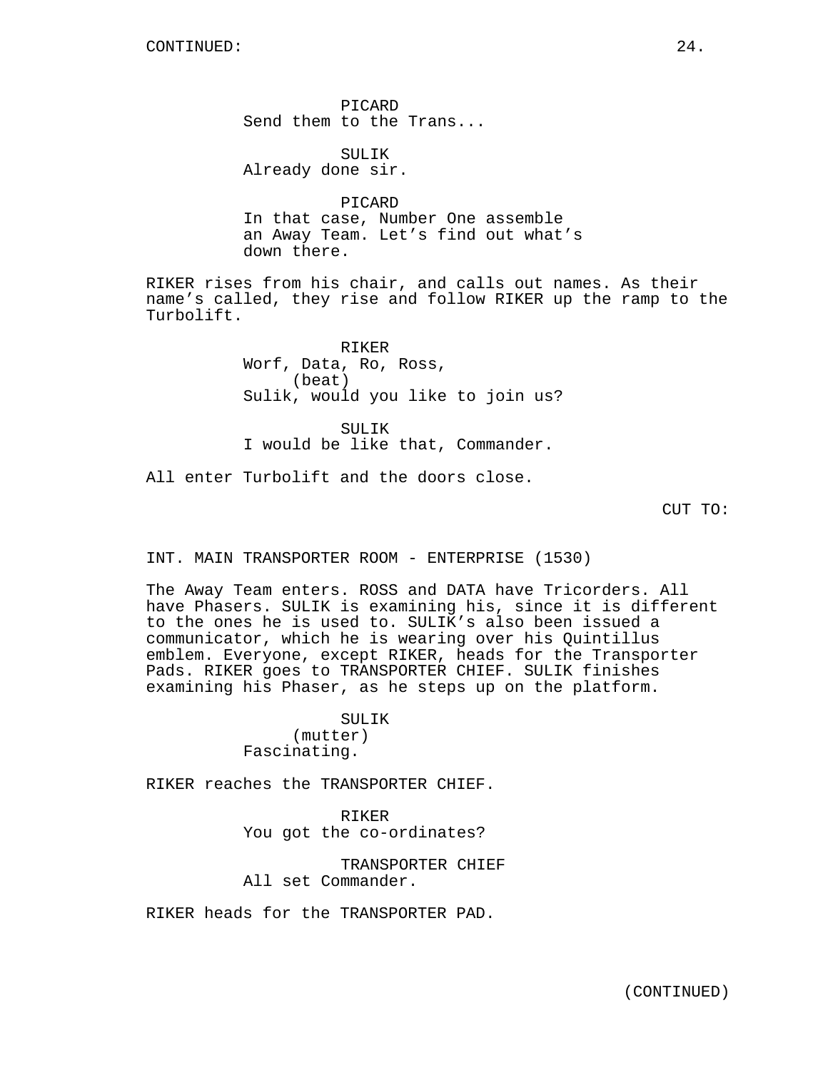CONTINUED:

PICARD
Send them to the Trans...

SULIK
Already done sir.

PICARD
In that case, Number One assemble an Away Team. Let’s find out what’s down there.

RIKER rises from his chair, and calls out names. As their name’s called, they rise and follow RIKER up the ramp to the Turbolift.

RIKER
Worf, Data, Ro, Ross,
(beat)
Sulik, would you like to join us?

SULIK
I would be like that, Commander.

All enter Turbolift and the doors close.

CUT TO:

INT. MAIN TRANSPORTER ROOM - ENTERPRISE (1530)

The Away Team enters. ROSS and DATA have Tricorders. All have Phasers. SULIK is examining his, since it is different to the ones he is used to. SULIK’s also been issued a communicator, which he is wearing over his Quintillus emblem. Everyone, except RIKER, heads for the Transporter Pads. RIKER goes to TRANSPORTER CHIEF. SULIK finishes examining his Phaser, as he steps up on the platform.

SULIK
(mutter)
Fascinating.

RIKER reaches the TRANSPORTER CHIEF.

RIKER
You got the co-ordinates?

TRANSPORTER CHIEF
All set Commander.

RIKER heads for the TRANSPORTER PAD.

(CONTINUED)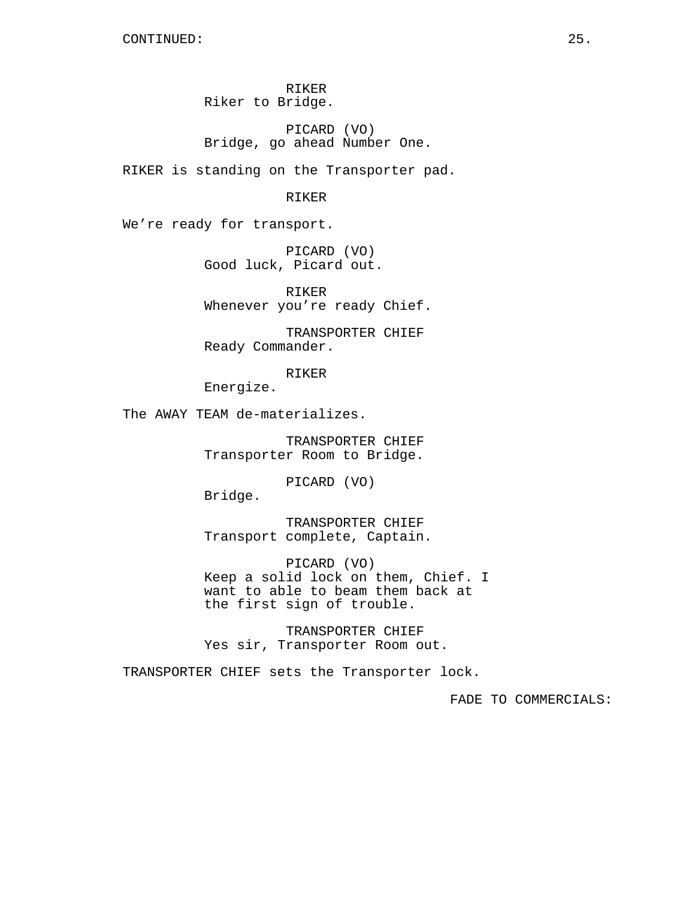RIKER
Riker to Bridge.

PICARD (VO)
Bridge, go ahead Number One.

RIKER is standing on the Transporter pad.

RIKER

We're ready for transport.

PICARD (VO)
Good luck, Picard out.

RIKER
Whenever you're ready Chief.

TRANSPORTER CHIEF
Ready Commander.

RIKER
Energize.

The AWAY TEAM de-materializes.

TRANSPORTER CHIEF
Transporter Room to Bridge.

PICARD (VO)
Bridge.

TRANSPORTER CHIEF
Transport complete, Captain.

PICARD (VO)
Keep a solid lock on them, Chief. I want to able to beam them back at the first sign of trouble.

TRANSPORTER CHIEF
Yes sir, Transporter Room out.

TRANSPORTER CHIEF sets the Transporter lock.

FADE TO COMMERCIALS: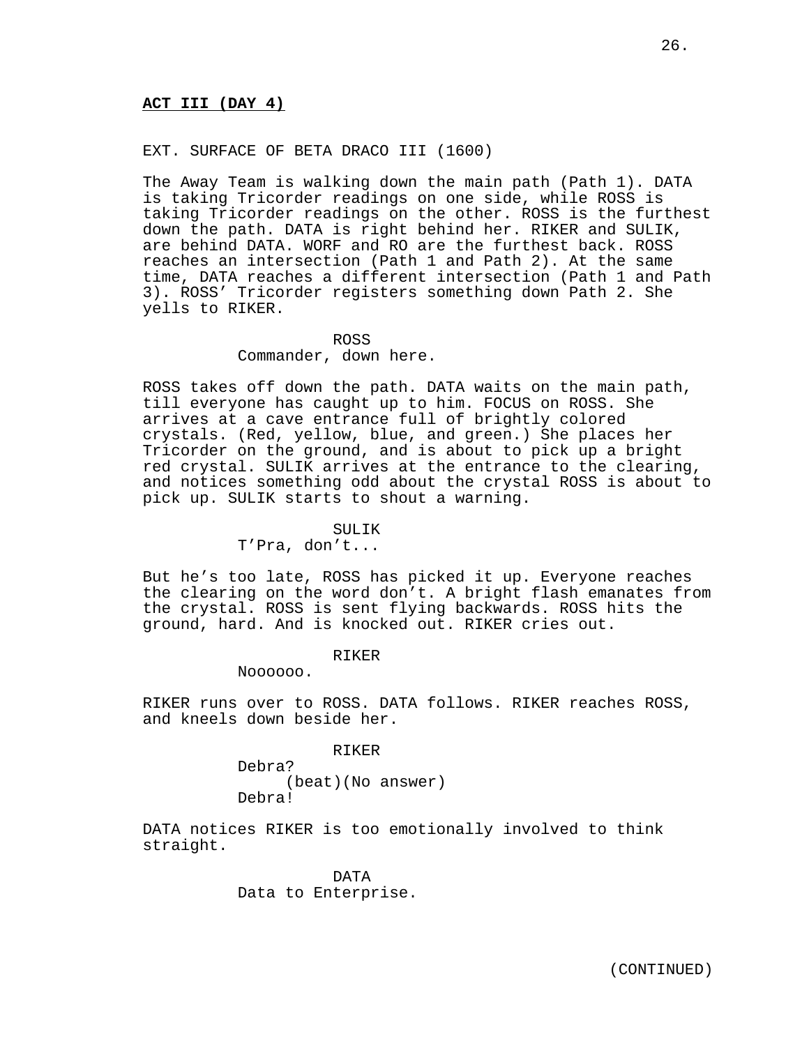**ACT III (DAY 4)**

EXT. SURFACE OF BETA DRACO III (1600)

The Away Team is walking down the main path (Path 1). DATA is taking Tricorder readings on one side, while ROSS is taking Tricorder readings on the other. ROSS is the furthest down the path. DATA is right behind her. RIKER and SULIK, are behind DATA. WORF and RO are the furthest back. ROSS reaches an intersection (Path 1 and Path 2). At the same time, DATA reaches a different intersection (Path 1 and Path 3). ROSS' Tricorder registers something down Path 2. She yells to RIKER.

ROSS
Commander, down here.

ROSS takes off down the path. DATA waits on the main path, till everyone has caught up to him. FOCUS on ROSS. She arrives at a cave entrance full of brightly colored crystals. (Red, yellow, blue, and green.) She places her Tricorder on the ground, and is about to pick up a bright red crystal. SULIK arrives at the entrance to the clearing, and notices something odd about the crystal ROSS is about to pick up. SULIK starts to shout a warning.

SULIK
T'Pra, don't...

But he's too late, ROSS has picked it up. Everyone reaches the clearing on the word don't. A bright flash emanates from the crystal. ROSS is sent flying backwards. ROSS hits the ground, hard. And is knocked out. RIKER cries out.

RIKER
Noooooo.

RIKER runs over to ROSS. DATA follows. RIKER reaches ROSS, and kneels down beside her.

RIKER
Debra?
(beat)(No answer)
Debra!

DATA notices RIKER is too emotionally involved to think straight.

DATA
Data to Enterprise.

(CONTINUED)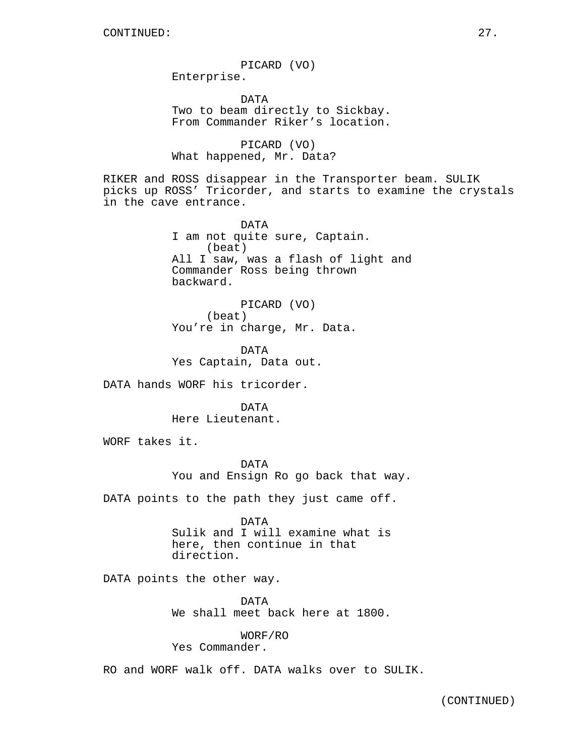CONTINUED:

PICARD (VO)
Enterprise.

DATA
Two to beam directly to Sickbay. From Commander Riker's location.

PICARD (VO)
What happened, Mr. Data?

RIKER and ROSS disappear in the Transporter beam. SULIK picks up ROSS' Tricorder, and starts to examine the crystals in the cave entrance.

DATA
I am not quite sure, Captain.
(beat)
All I saw, was a flash of light and Commander Ross being thrown backward.

PICARD (VO)
(beat)
You're in charge, Mr. Data.

DATA
Yes Captain, Data out.

DATA hands WORF his tricorder.

DATA
Here Lieutenant.

WORF takes it.

DATA
You and Ensign Ro go back that way.

DATA points to the path they just came off.

DATA
Sulik and I will examine what is here, then continue in that direction.

DATA points the other way.

DATA
We shall meet back here at 1800.

WORF/RO
Yes Commander.

RO and WORF walk off. DATA walks over to SULIK.

(CONTINUED)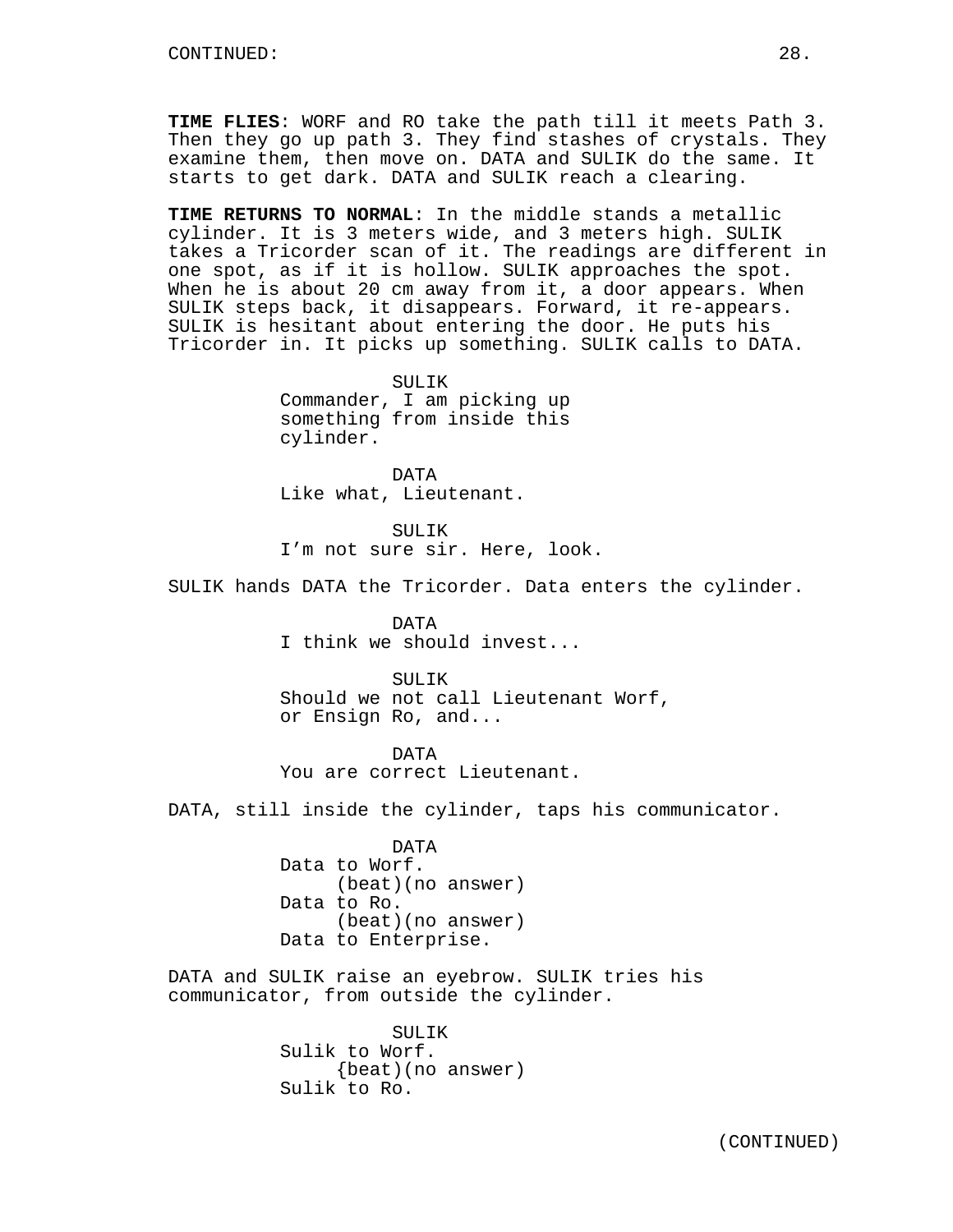CONTINUED:

**TIME FLIES**: WORF and RO take the path till it meets Path 3. Then they go up path 3. They find stashes of crystals. They examine them, then move on. DATA and SULIK do the same. It starts to get dark. DATA and SULIK reach a clearing.

**TIME RETURNS TO NORMAL**: In the middle stands a metallic cylinder. It is 3 meters wide, and 3 meters high. SULIK takes a Tricorder scan of it. The readings are different in one spot, as if it is hollow. SULIK approaches the spot. When he is about 20 cm away from it, a door appears. When SULIK steps back, it disappears. Forward, it re-appears. SULIK is hesitant about entering the door. He puts his Tricorder in. It picks up something. SULIK calls to DATA.

SULIK
Commander, I am picking up something from inside this cylinder.

DATA
Like what, Lieutenant.

SULIK
I'm not sure sir. Here, look.

SULIK hands DATA the Tricorder. Data enters the cylinder.

DATA
I think we should invest...

SULIK
Should we not call Lieutenant Worf, or Ensign Ro, and...

DATA
You are correct Lieutenant.

DATA, still inside the cylinder, taps his communicator.

DATA
Data to Worf.
(beat)(no answer)
Data to Ro.
(beat)(no answer)
Data to Enterprise.

DATA and SULIK raise an eyebrow. SULIK tries his communicator, from outside the cylinder.

SULIK
Sulik to Worf.
{beat)(no answer)
Sulik to Ro.

(CONTINUED)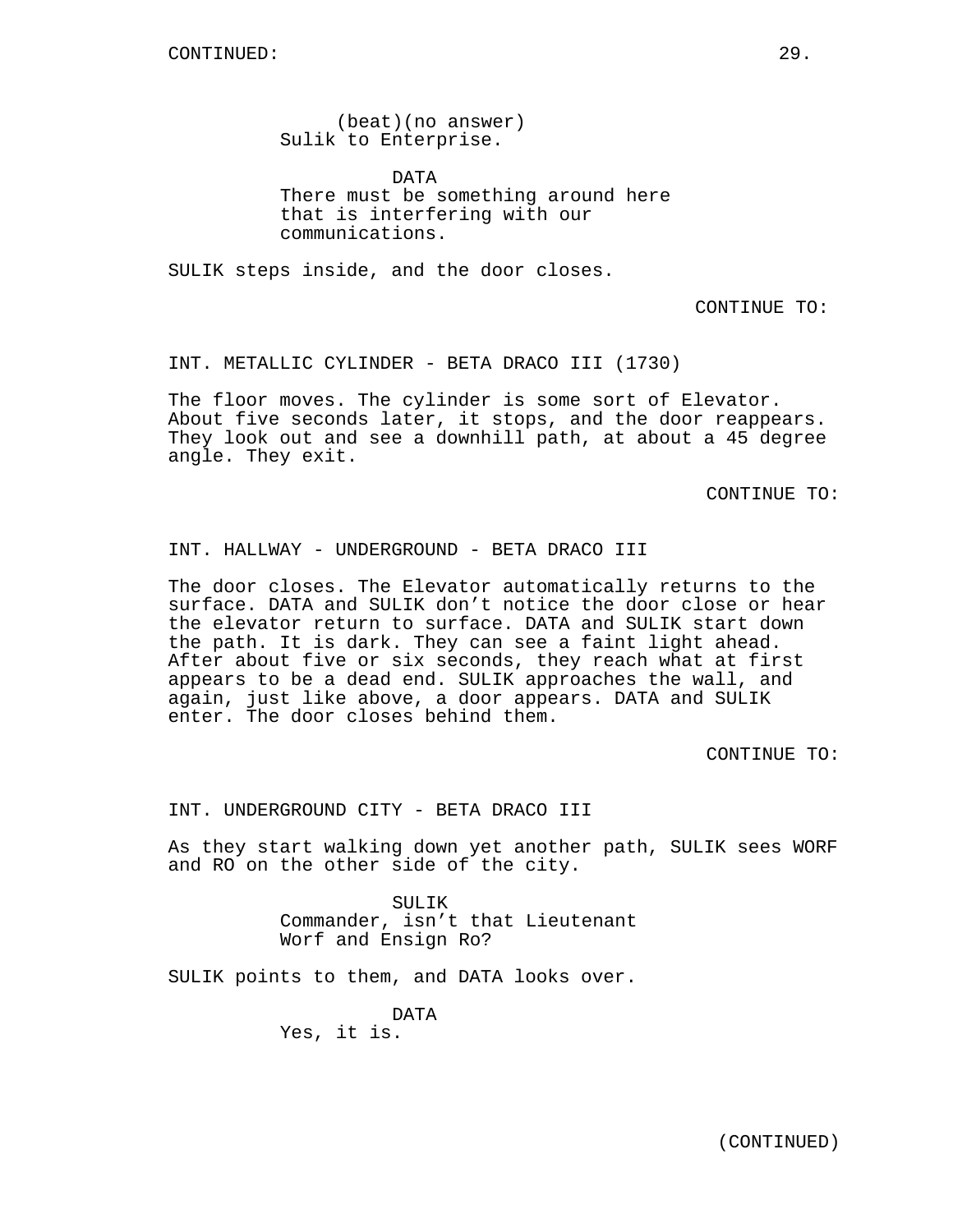CONTINUED:

(beat)(no answer)
Sulik to Enterprise.

DATA
There must be something around here that is interfering with our communications.

SULIK steps inside, and the door closes.

CONTINUE TO:

INT. METALLIC CYLINDER - BETA DRACO III (1730)

The floor moves. The cylinder is some sort of Elevator. About five seconds later, it stops, and the door reappears. They look out and see a downhill path, at about a 45 degree angle. They exit.

CONTINUE TO:

INT. HALLWAY - UNDERGROUND - BETA DRACO III

The door closes. The Elevator automatically returns to the surface. DATA and SULIK don't notice the door close or hear the elevator return to surface. DATA and SULIK start down the path. It is dark. They can see a faint light ahead. After about five or six seconds, they reach what at first appears to be a dead end. SULIK approaches the wall, and again, just like above, a door appears. DATA and SULIK enter. The door closes behind them.

CONTINUE TO:

INT. UNDERGROUND CITY - BETA DRACO III

As they start walking down yet another path, SULIK sees WORF and RO on the other side of the city.

SULIK
Commander, isn't that Lieutenant Worf and Ensign Ro?

SULIK points to them, and DATA looks over.

DATA
Yes, it is.

(CONTINUED)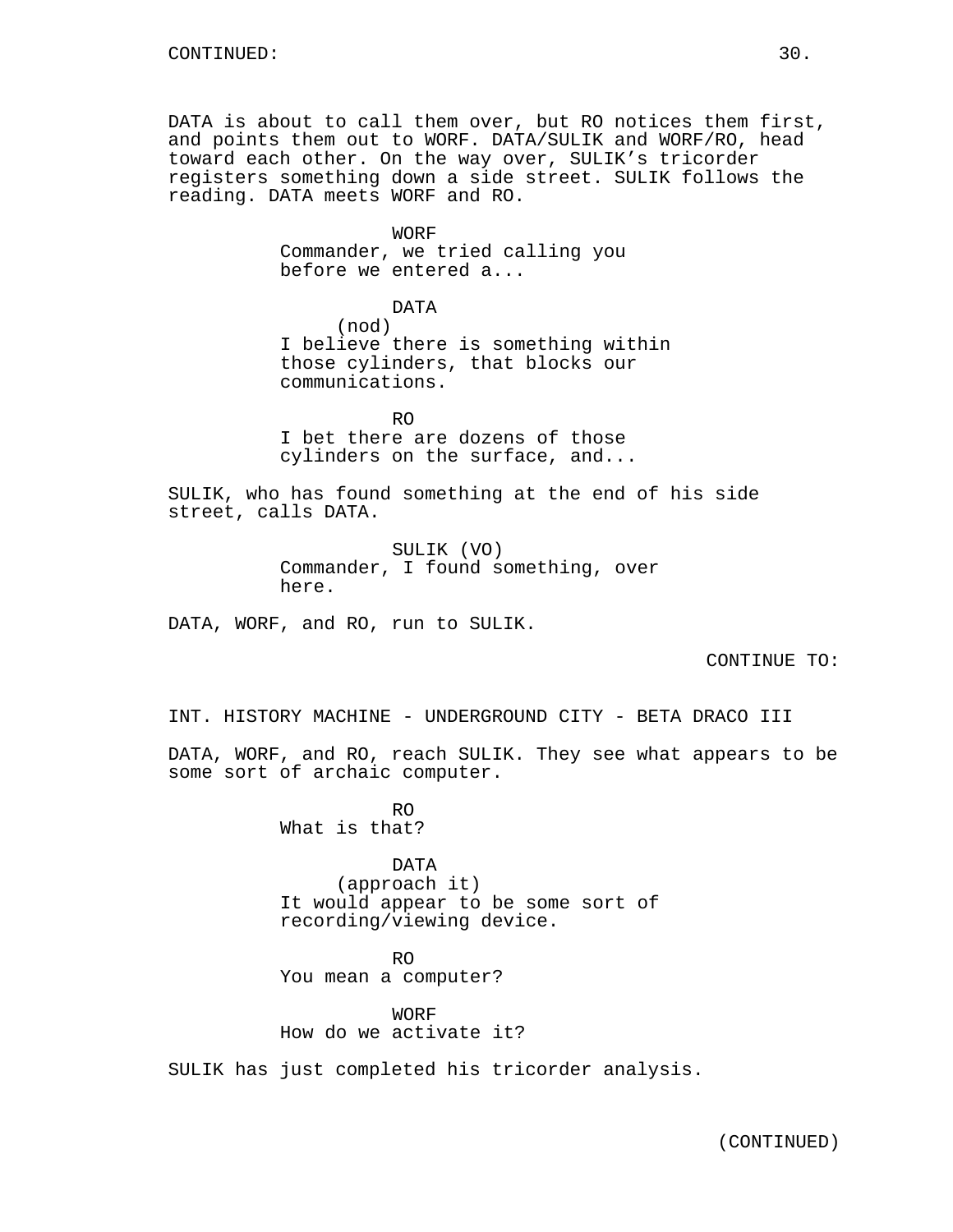CONTINUED:

DATA is about to call them over, but RO notices them first, and points them out to WORF. DATA/SULIK and WORF/RO, head toward each other. On the way over, SULIK's tricorder registers something down a side street. SULIK follows the reading. DATA meets WORF and RO.

WORF
Commander, we tried calling you before we entered a...

DATA
(nod)
I believe there is something within those cylinders, that blocks our communications.

RO
I bet there are dozens of those cylinders on the surface, and...

SULIK, who has found something at the end of his side street, calls DATA.

SULIK (VO)
Commander, I found something, over here.

DATA, WORF, and RO, run to SULIK.

CONTINUE TO:

INT. HISTORY MACHINE - UNDERGROUND CITY - BETA DRACO III

DATA, WORF, and RO, reach SULIK. They see what appears to be some sort of archaic computer.

RO
What is that?

DATA
(approach it)
It would appear to be some sort of recording/viewing device.

RO
You mean a computer?

WORF
How do we activate it?

SULIK has just completed his tricorder analysis.

(CONTINUED)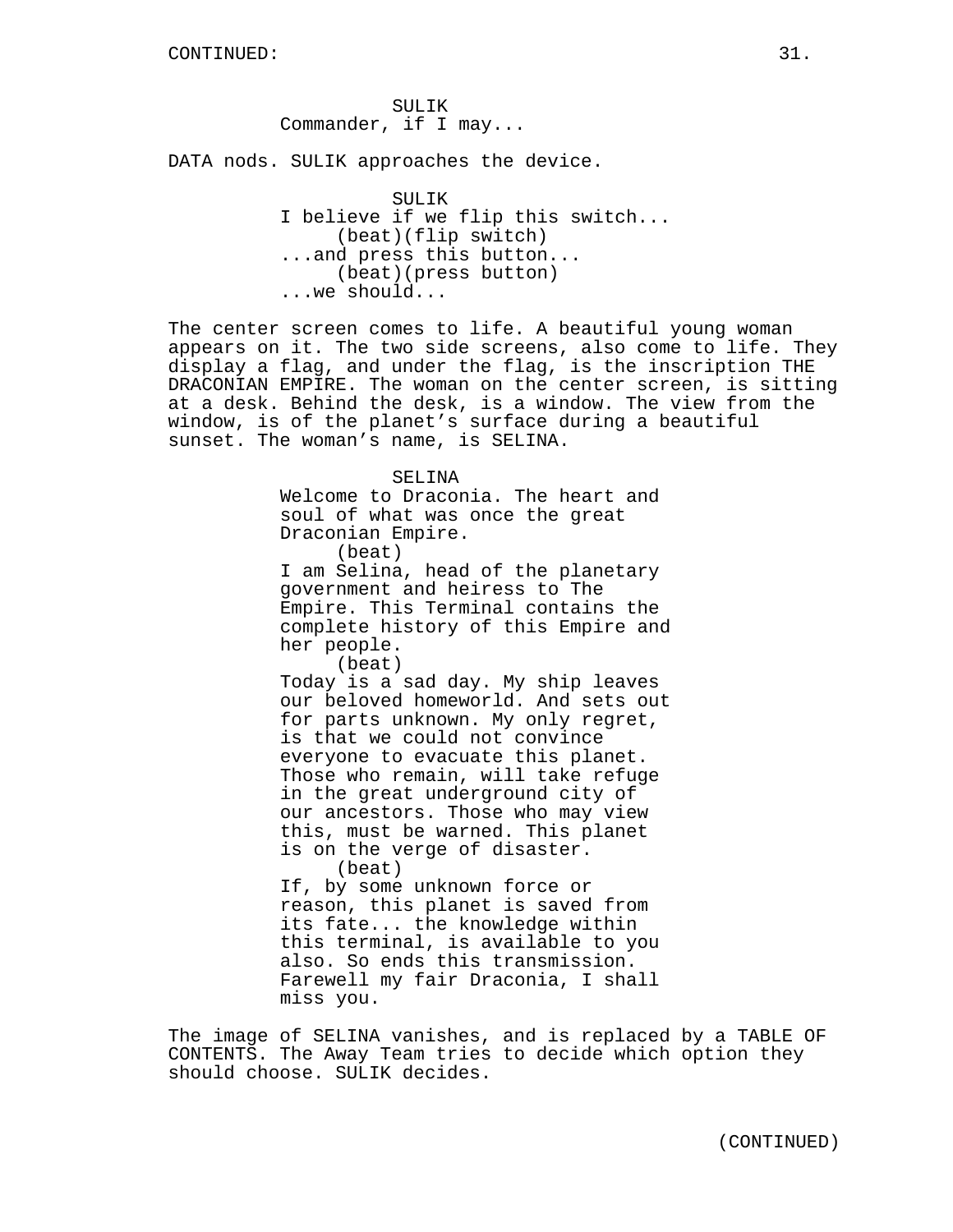CONTINUED:

SULIK
Commander, if I may...

DATA nods. SULIK approaches the device.

SULIK
I believe if we flip this switch...
(beat)(flip switch)
...and press this button...
(beat)(press button)
...we should...

The center screen comes to life. A beautiful young woman appears on it. The two side screens, also come to life. They display a flag, and under the flag, is the inscription THE DRACONIAN EMPIRE. The woman on the center screen, is sitting at a desk. Behind the desk, is a window. The view from the window, is of the planet's surface during a beautiful sunset. The woman's name, is SELINA.

SELINA
Welcome to Draconia. The heart and soul of what was once the great Draconian Empire.
(beat)
I am Selina, head of the planetary government and heiress to The Empire. This Terminal contains the complete history of this Empire and her people.
(beat)
Today is a sad day. My ship leaves our beloved homeworld. And sets out for parts unknown. My only regret, is that we could not convince everyone to evacuate this planet. Those who remain, will take refuge in the great underground city of our ancestors. Those who may view this, must be warned. This planet is on the verge of disaster.
(beat)
If, by some unknown force or reason, this planet is saved from its fate... the knowledge within this terminal, is available to you also. So ends this transmission. Farewell my fair Draconia, I shall miss you.

The image of SELINA vanishes, and is replaced by a TABLE OF CONTENTS. The Away Team tries to decide which option they should choose. SULIK decides.

(CONTINUED)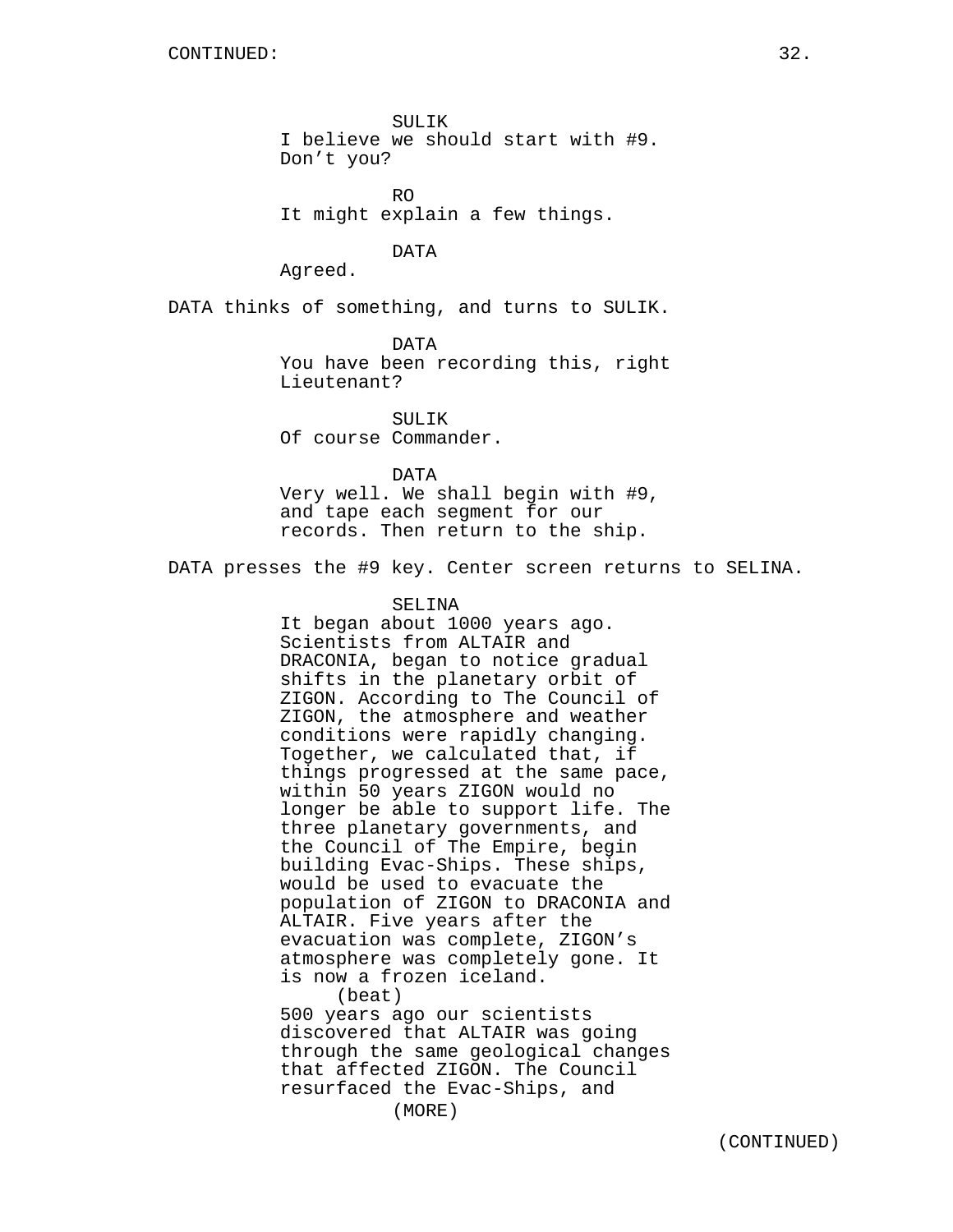CONTINUED:

SULIK
I believe we should start with #9. Don't you?

RO
It might explain a few things.

DATA
Agreed.

DATA thinks of something, and turns to SULIK.

DATA
You have been recording this, right Lieutenant?

SULIK
Of course Commander.

DATA
Very well. We shall begin with #9, and tape each segment for our records. Then return to the ship.

DATA presses the #9 key. Center screen returns to SELINA.

SELINA
It began about 1000 years ago. Scientists from ALTAIR and DRACONIA, began to notice gradual shifts in the planetary orbit of ZIGON. According to The Council of ZIGON, the atmosphere and weather conditions were rapidly changing. Together, we calculated that, if things progressed at the same pace, within 50 years ZIGON would no longer be able to support life. The three planetary governments, and the Council of The Empire, begin building Evac-Ships. These ships, would be used to evacuate the population of ZIGON to DRACONIA and ALTAIR. Five years after the evacuation was complete, ZIGON's atmosphere was completely gone. It is now a frozen iceland.
(beat)
500 years ago our scientists discovered that ALTAIR was going through the same geological changes that affected ZIGON. The Council resurfaced the Evac-Ships, and
(MORE)

(CONTINUED)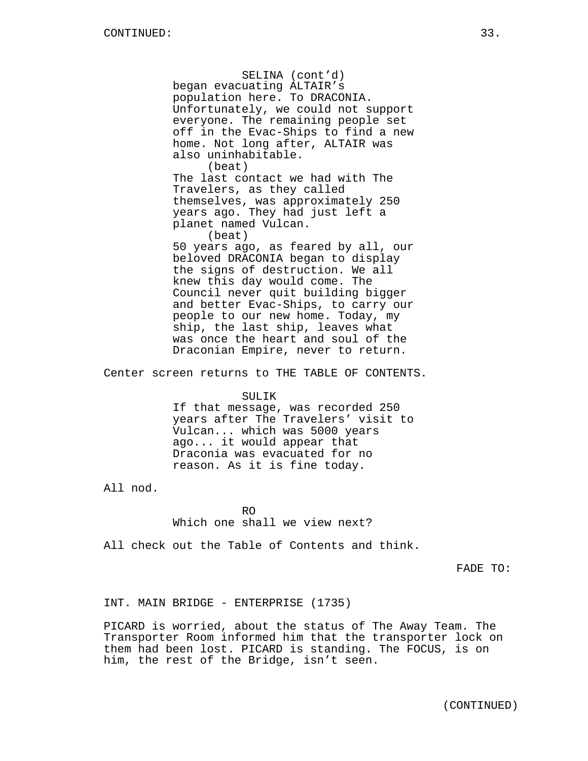SELINA (cont'd)
began evacuating ALTAIR's population here. To DRACONIA. Unfortunately, we could not support everyone. The remaining people set off in the Evac-Ships to find a new home. Not long after, ALTAIR was also uninhabitable.
(beat)
The last contact we had with The Travelers, as they called themselves, was approximately 250 years ago. They had just left a planet named Vulcan.
(beat)
50 years ago, as feared by all, our beloved DRACONIA began to display the signs of destruction. We all knew this day would come. The Council never quit building bigger and better Evac-Ships, to carry our people to our new home. Today, my ship, the last ship, leaves what was once the heart and soul of the Draconian Empire, never to return.

Center screen returns to THE TABLE OF CONTENTS.

SULIK
If that message, was recorded 250 years after The Travelers' visit to Vulcan... which was 5000 years ago... it would appear that Draconia was evacuated for no reason. As it is fine today.

All nod.

RO
Which one shall we view next?

All check out the Table of Contents and think.

FADE TO:

INT. MAIN BRIDGE - ENTERPRISE (1735)

PICARD is worried, about the status of The Away Team. The Transporter Room informed him that the transporter lock on them had been lost. PICARD is standing. The FOCUS, is on him, the rest of the Bridge, isn't seen.

(CONTINUED)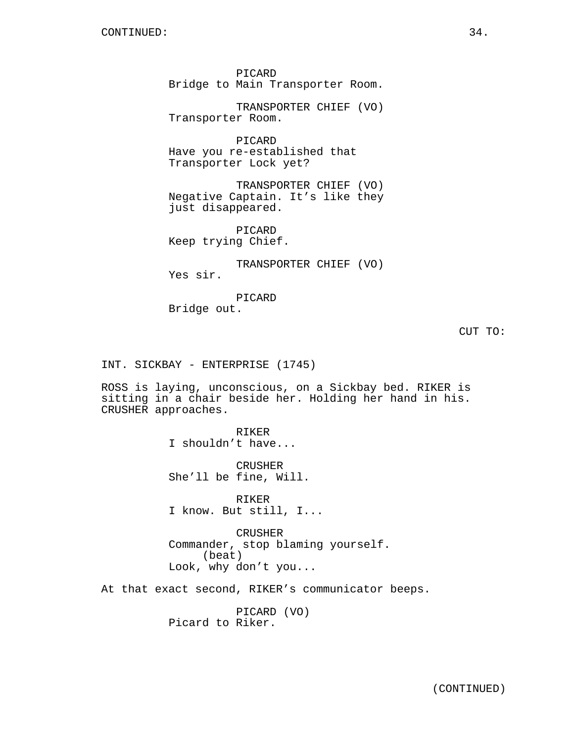PICARD
Bridge to Main Transporter Room.

TRANSPORTER CHIEF (VO)
Transporter Room.

PICARD
Have you re-established that Transporter Lock yet?

TRANSPORTER CHIEF (VO)
Negative Captain. It's like they just disappeared.

PICARD
Keep trying Chief.

TRANSPORTER CHIEF (VO)
Yes sir.

PICARD
Bridge out.

CUT TO:

INT. SICKBAY - ENTERPRISE (1745)

ROSS is laying, unconscious, on a Sickbay bed. RIKER is sitting in a chair beside her. Holding her hand in his. CRUSHER approaches.

RIKER
I shouldn't have...

CRUSHER
She'll be fine, Will.

RIKER
I know. But still, I...

CRUSHER
Commander, stop blaming yourself.
(beat)
Look, why don't you...

At that exact second, RIKER's communicator beeps.

PICARD (VO)
Picard to Riker.

(CONTINUED)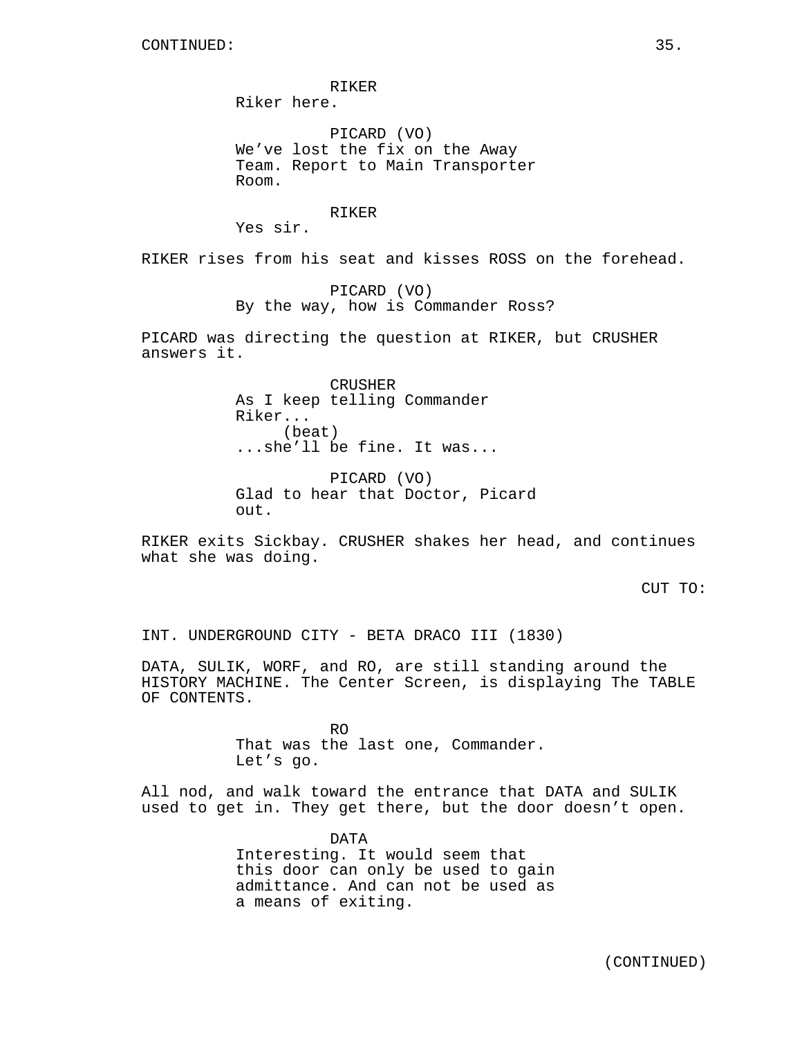RIKER
Riker here.

PICARD (VO)
We've lost the fix on the Away Team. Report to Main Transporter Room.

RIKER
Yes sir.

RIKER rises from his seat and kisses ROSS on the forehead.

PICARD (VO)
By the way, how is Commander Ross?

PICARD was directing the question at RIKER, but CRUSHER answers it.

CRUSHER
As I keep telling Commander Riker...
(beat)
...she'll be fine. It was...

PICARD (VO)
Glad to hear that Doctor, Picard out.

RIKER exits Sickbay. CRUSHER shakes her head, and continues what she was doing.

CUT TO:

INT. UNDERGROUND CITY - BETA DRACO III (1830)

DATA, SULIK, WORF, and RO, are still standing around the HISTORY MACHINE. The Center Screen, is displaying The TABLE OF CONTENTS.

RO
That was the last one, Commander. Let's go.

All nod, and walk toward the entrance that DATA and SULIK used to get in. They get there, but the door doesn't open.

DATA
Interesting. It would seem that this door can only be used to gain admittance. And can not be used as a means of exiting.

(CONTINUED)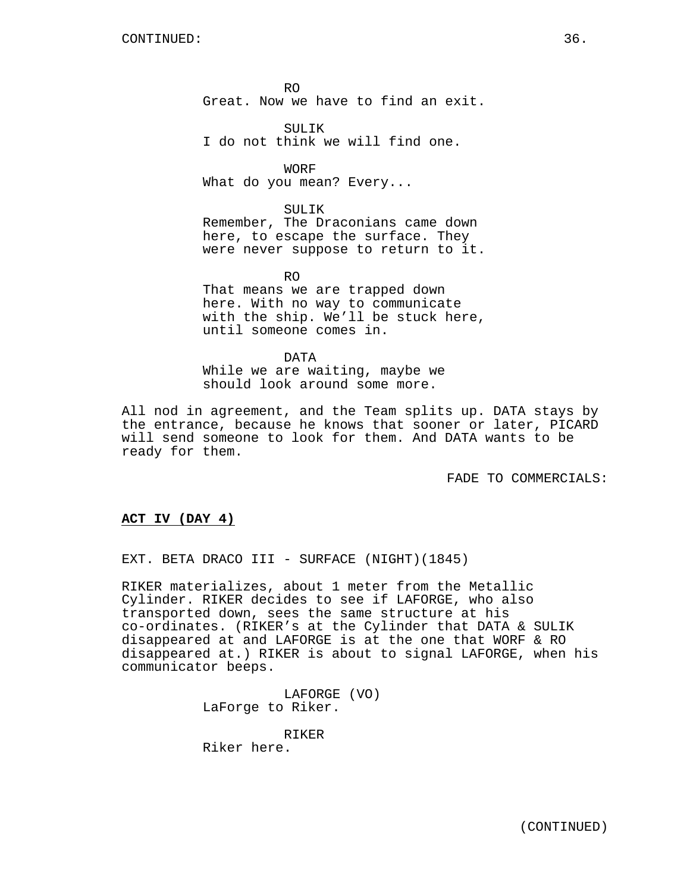RO
Great. Now we have to find an exit.

SULIK
I do not think we will find one.

WORF
What do you mean? Every...

SULIK
Remember, The Draconians came down here, to escape the surface. They were never suppose to return to it.

RO
That means we are trapped down here. With no way to communicate with the ship. We'll be stuck here, until someone comes in.

DATA
While we are waiting, maybe we should look around some more.

All nod in agreement, and the Team splits up. DATA stays by the entrance, because he knows that sooner or later, PICARD will send someone to look for them. And DATA wants to be ready for them.

FADE TO COMMERCIALS:

**ACT IV (DAY 4)**

EXT. BETA DRACO III - SURFACE (NIGHT)(1845)

RIKER materializes, about 1 meter from the Metallic Cylinder. RIKER decides to see if LAFORGE, who also transported down, sees the same structure at his co-ordinates. (RIKER's at the Cylinder that DATA & SULIK disappeared at and LAFORGE is at the one that WORF & RO disappeared at.) RIKER is about to signal LAFORGE, when his communicator beeps.

LAFORGE (VO)
LaForge to Riker.

RIKER
Riker here.

(CONTINUED)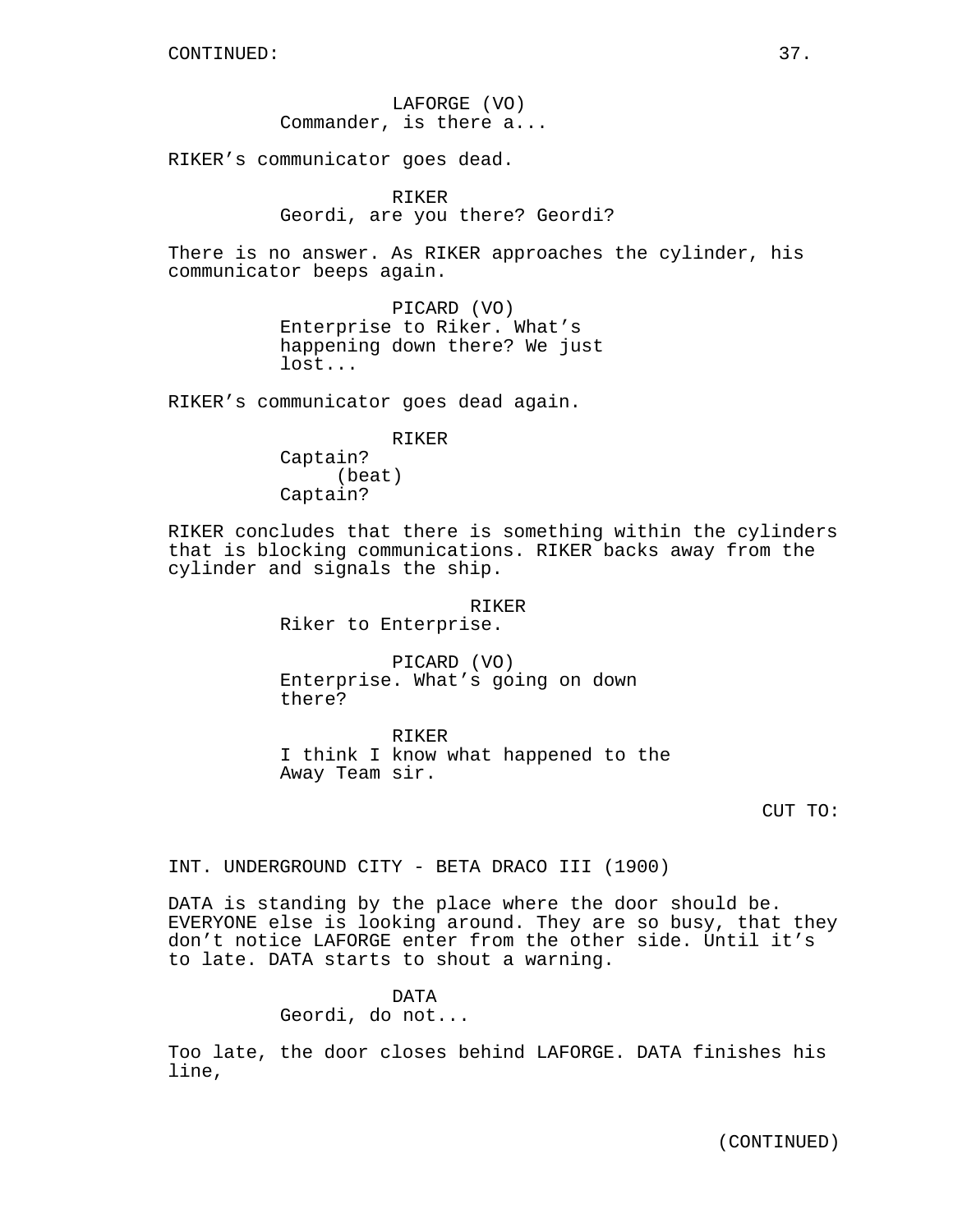CONTINUED:

LAFORGE (VO)
Commander, is there a...

RIKER's communicator goes dead.

RIKER
Geordi, are you there? Geordi?

There is no answer. As RIKER approaches the cylinder, his communicator beeps again.

PICARD (VO)
Enterprise to Riker. What's happening down there? We just lost...

RIKER's communicator goes dead again.

RIKER
Captain?
(beat)
Captain?

RIKER concludes that there is something within the cylinders that is blocking communications. RIKER backs away from the cylinder and signals the ship.

RIKER
Riker to Enterprise.

PICARD (VO)
Enterprise. What's going on down there?

RIKER
I think I know what happened to the Away Team sir.

CUT TO:

INT. UNDERGROUND CITY - BETA DRACO III (1900)

DATA is standing by the place where the door should be. EVERYONE else is looking around. They are so busy, that they don't notice LAFORGE enter from the other side. Until it's to late. DATA starts to shout a warning.

DATA
Geordi, do not...

Too late, the door closes behind LAFORGE. DATA finishes his line,

(CONTINUED)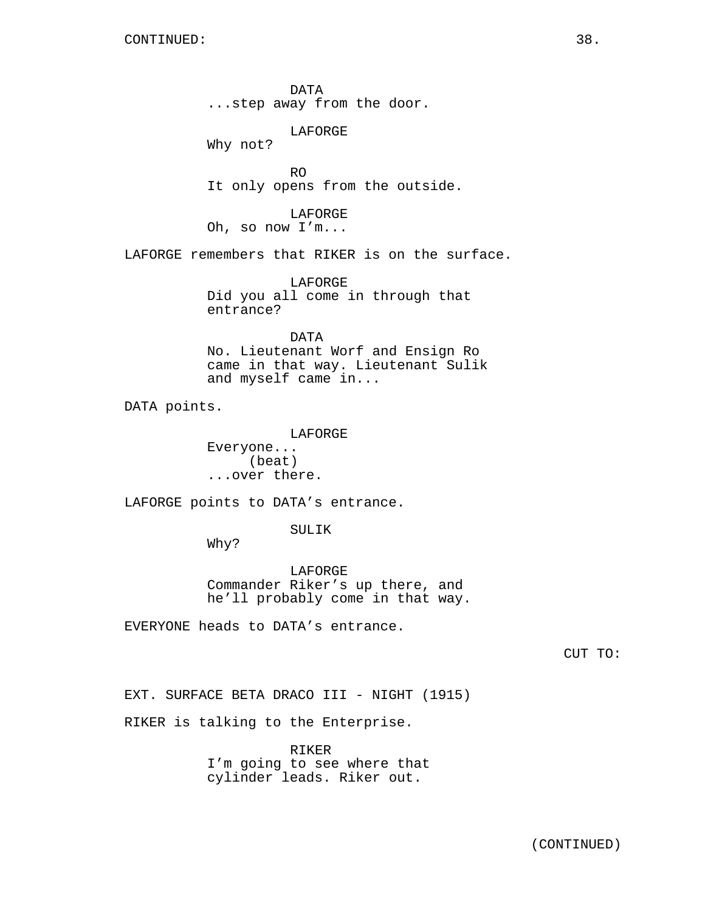DATA
...step away from the door.

LAFORGE
Why not?

RO
It only opens from the outside.

LAFORGE
Oh, so now I'm...

LAFORGE remembers that RIKER is on the surface.

LAFORGE
Did you all come in through that entrance?

DATA
No. Lieutenant Worf and Ensign Ro came in that way. Lieutenant Sulik and myself came in...

DATA points.

LAFORGE
Everyone...
(beat)
...over there.

LAFORGE points to DATA's entrance.

SULIK
Why?

LAFORGE
Commander Riker's up there, and he'll probably come in that way.

EVERYONE heads to DATA's entrance.

CUT TO:

EXT. SURFACE BETA DRACO III - NIGHT (1915)

RIKER is talking to the Enterprise.

RIKER
I'm going to see where that cylinder leads. Riker out.

(CONTINUED)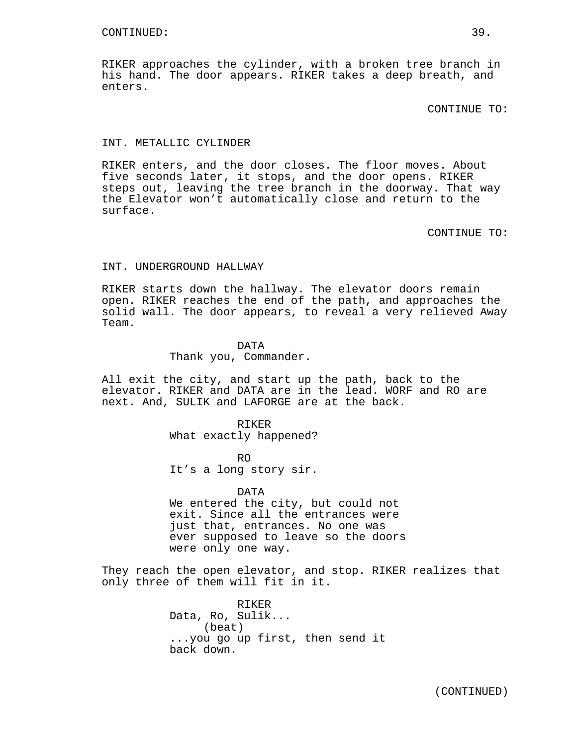CONTINUED:

RIKER approaches the cylinder, with a broken tree branch in his hand. The door appears. RIKER takes a deep breath, and enters.

CONTINUE TO:

INT. METALLIC CYLINDER

RIKER enters, and the door closes. The floor moves. About five seconds later, it stops, and the door opens. RIKER steps out, leaving the tree branch in the doorway. That way the Elevator won't automatically close and return to the surface.

CONTINUE TO:

INT. UNDERGROUND HALLWAY

RIKER starts down the hallway. The elevator doors remain open. RIKER reaches the end of the path, and approaches the solid wall. The door appears, to reveal a very relieved Away Team.

DATA
Thank you, Commander.

All exit the city, and start up the path, back to the elevator. RIKER and DATA are in the lead. WORF and RO are next. And, SULIK and LAFORGE are at the back.

RIKER
What exactly happened?

RO
It's a long story sir.

DATA
We entered the city, but could not exit. Since all the entrances were just that, entrances. No one was ever supposed to leave so the doors were only one way.

They reach the open elevator, and stop. RIKER realizes that only three of them will fit in it.

RIKER
Data, Ro, Sulik...
(beat)
...you go up first, then send it back down.

(CONTINUED)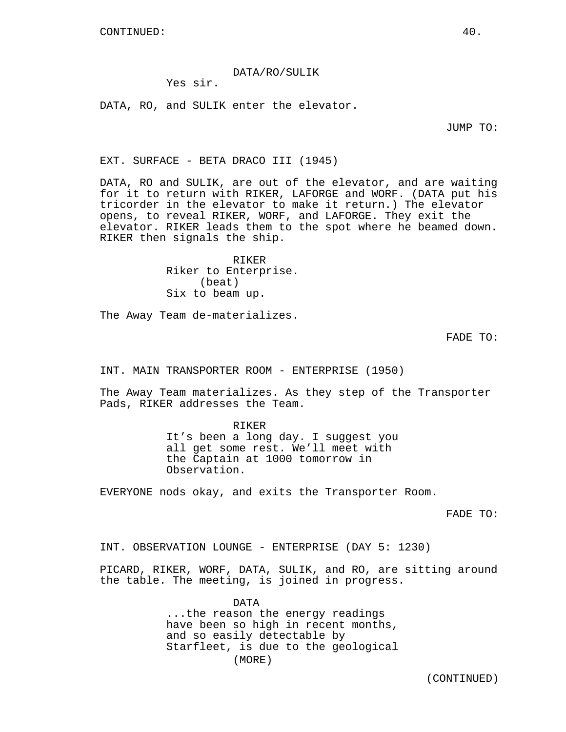CONTINUED:

DATA/RO/SULIK
Yes sir.

DATA, RO, and SULIK enter the elevator.

JUMP TO:

EXT. SURFACE - BETA DRACO III (1945)

DATA, RO and SULIK, are out of the elevator, and are waiting for it to return with RIKER, LAFORGE and WORF. (DATA put his tricorder in the elevator to make it return.) The elevator opens, to reveal RIKER, WORF, and LAFORGE. They exit the elevator. RIKER leads them to the spot where he beamed down. RIKER then signals the ship.

RIKER
Riker to Enterprise.
(beat)
Six to beam up.

The Away Team de-materializes.

FADE TO:

INT. MAIN TRANSPORTER ROOM - ENTERPRISE (1950)

The Away Team materializes. As they step of the Transporter Pads, RIKER addresses the Team.

RIKER
It's been a long day. I suggest you all get some rest. We'll meet with the Captain at 1000 tomorrow in Observation.

EVERYONE nods okay, and exits the Transporter Room.

FADE TO:

INT. OBSERVATION LOUNGE - ENTERPRISE (DAY 5: 1230)

PICARD, RIKER, WORF, DATA, SULIK, and RO, are sitting around the table. The meeting, is joined in progress.

DATA
...the reason the energy readings have been so high in recent months, and so easily detectable by Starfleet, is due to the geological
(MORE)

(CONTINUED)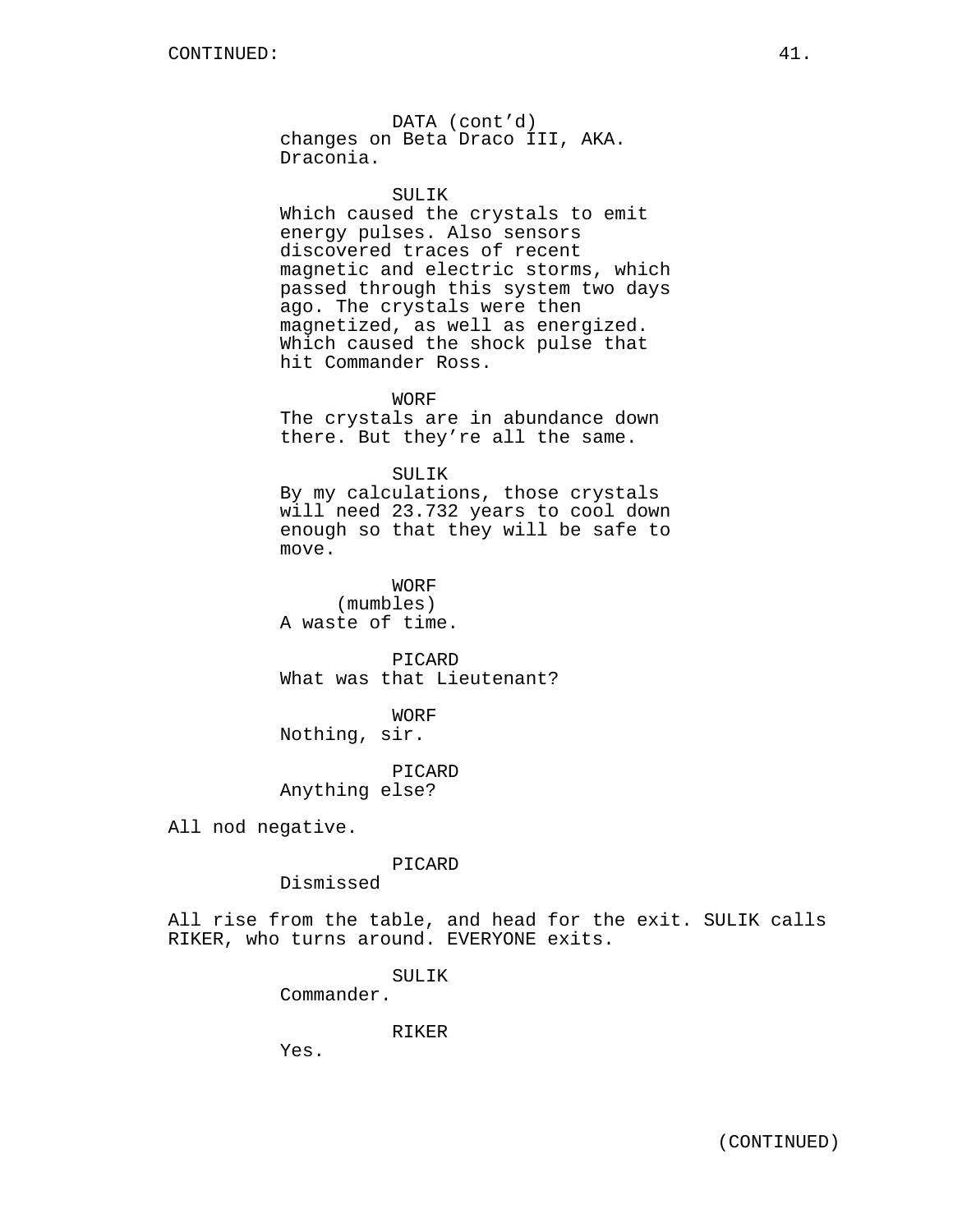CONTINUED:

DATA (cont'd)
changes on Beta Draco III, AKA. Draconia.

SULIK
Which caused the crystals to emit energy pulses. Also sensors discovered traces of recent magnetic and electric storms, which passed through this system two days ago. The crystals were then magnetized, as well as energized. Which caused the shock pulse that hit Commander Ross.

WORF
The crystals are in abundance down there. But they're all the same.

SULIK
By my calculations, those crystals will need 23.732 years to cool down enough so that they will be safe to move.

WORF
(mumbles)
A waste of time.

PICARD
What was that Lieutenant?

WORF
Nothing, sir.

PICARD
Anything else?

All nod negative.

PICARD
Dismissed

All rise from the table, and head for the exit. SULIK calls RIKER, who turns around. EVERYONE exits.

SULIK
Commander.

RIKER
Yes.

(CONTINUED)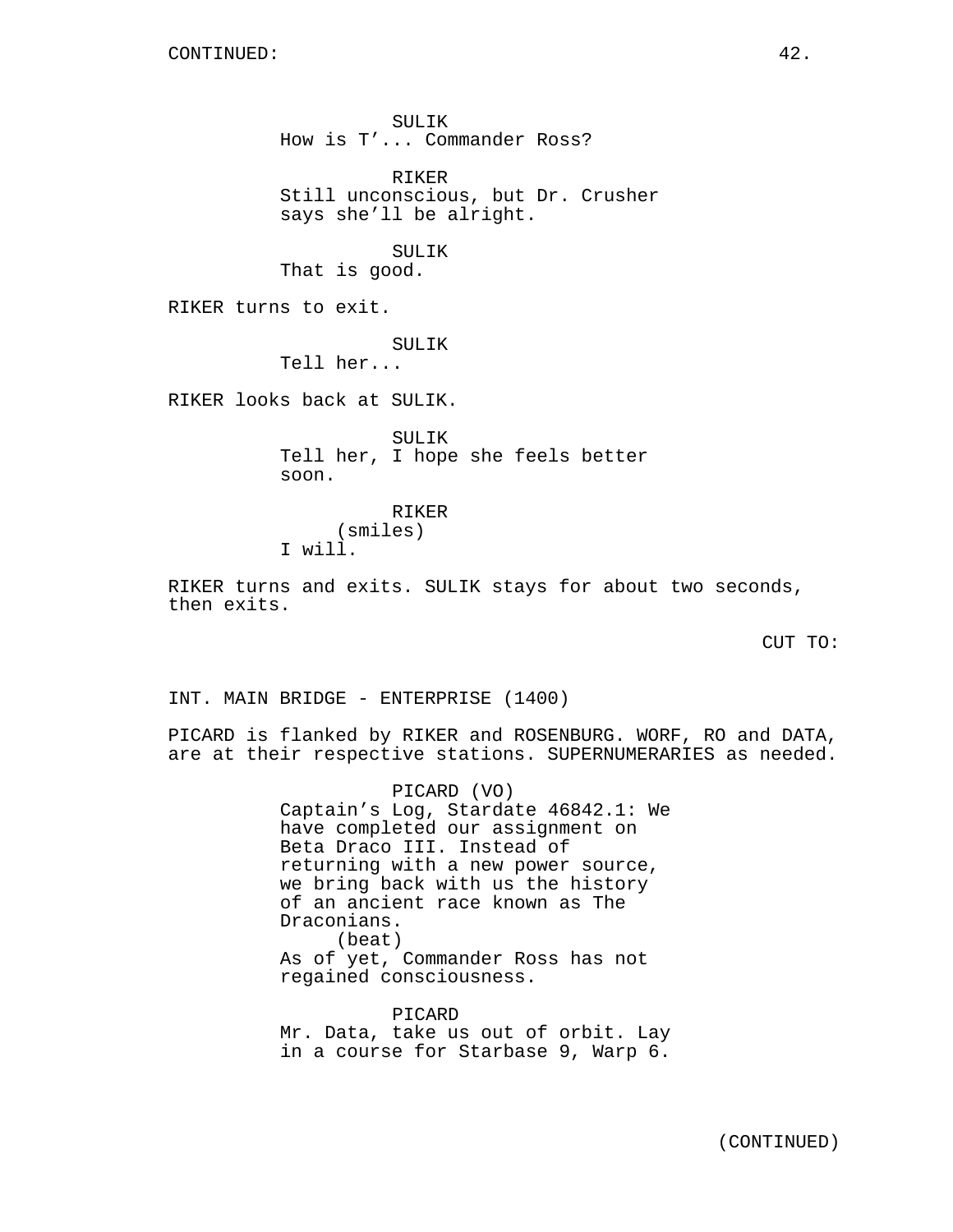CONTINUED:

SULIK
How is T'... Commander Ross?

RIKER
Still unconscious, but Dr. Crusher says she'll be alright.

SULIK
That is good.

RIKER turns to exit.

SULIK
Tell her...

RIKER looks back at SULIK.

SULIK
Tell her, I hope she feels better soon.

RIKER
(smiles)
I will.

RIKER turns and exits. SULIK stays for about two seconds, then exits.

CUT TO:

INT. MAIN BRIDGE - ENTERPRISE (1400)

PICARD is flanked by RIKER and ROSENBURG. WORF, RO and DATA, are at their respective stations. SUPERNUMERARIES as needed.

PICARD (VO)
Captain's Log, Stardate 46842.1: We have completed our assignment on Beta Draco III. Instead of returning with a new power source, we bring back with us the history of an ancient race known as The Draconians.
(beat)
As of yet, Commander Ross has not regained consciousness.

PICARD
Mr. Data, take us out of orbit. Lay in a course for Starbase 9, Warp 6.

(CONTINUED)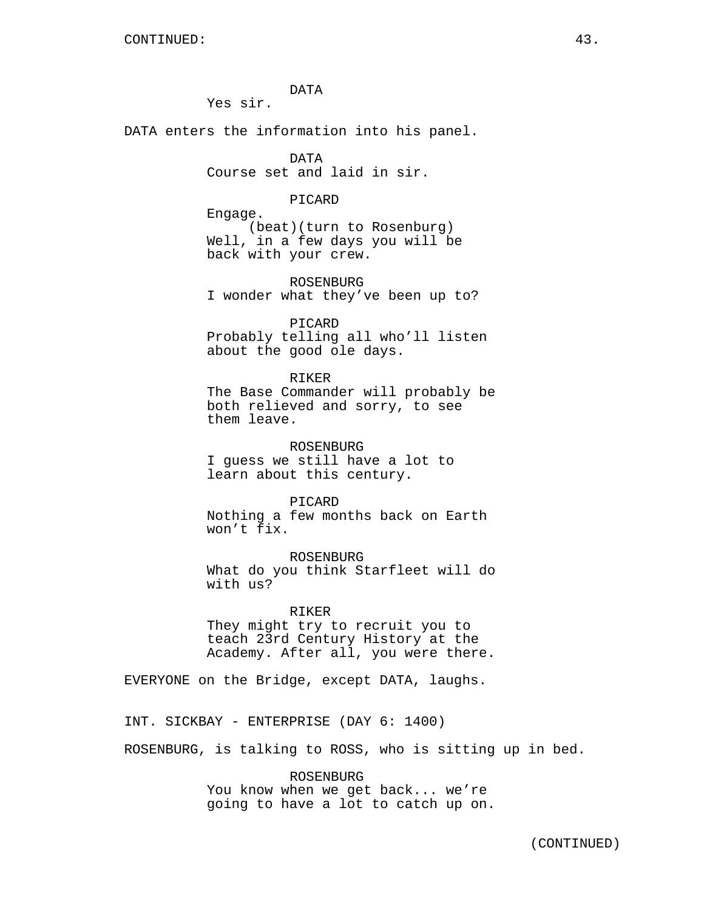CONTINUED:

DATA
Yes sir.

DATA enters the information into his panel.

DATA
Course set and laid in sir.

PICARD
Engage.
(beat)(turn to Rosenburg)
Well, in a few days you will be back with your crew.

ROSENBURG
I wonder what they've been up to?

PICARD
Probably telling all who'll listen about the good ole days.

RIKER
The Base Commander will probably be both relieved and sorry, to see them leave.

ROSENBURG
I guess we still have a lot to learn about this century.

PICARD
Nothing a few months back on Earth won't fix.

ROSENBURG
What do you think Starfleet will do with us?

RIKER
They might try to recruit you to teach 23rd Century History at the Academy. After all, you were there.

EVERYONE on the Bridge, except DATA, laughs.

INT. SICKBAY - ENTERPRISE (DAY 6: 1400)

ROSENBURG, is talking to ROSS, who is sitting up in bed.

ROSENBURG
You know when we get back... we're going to have a lot to catch up on.

(CONTINUED)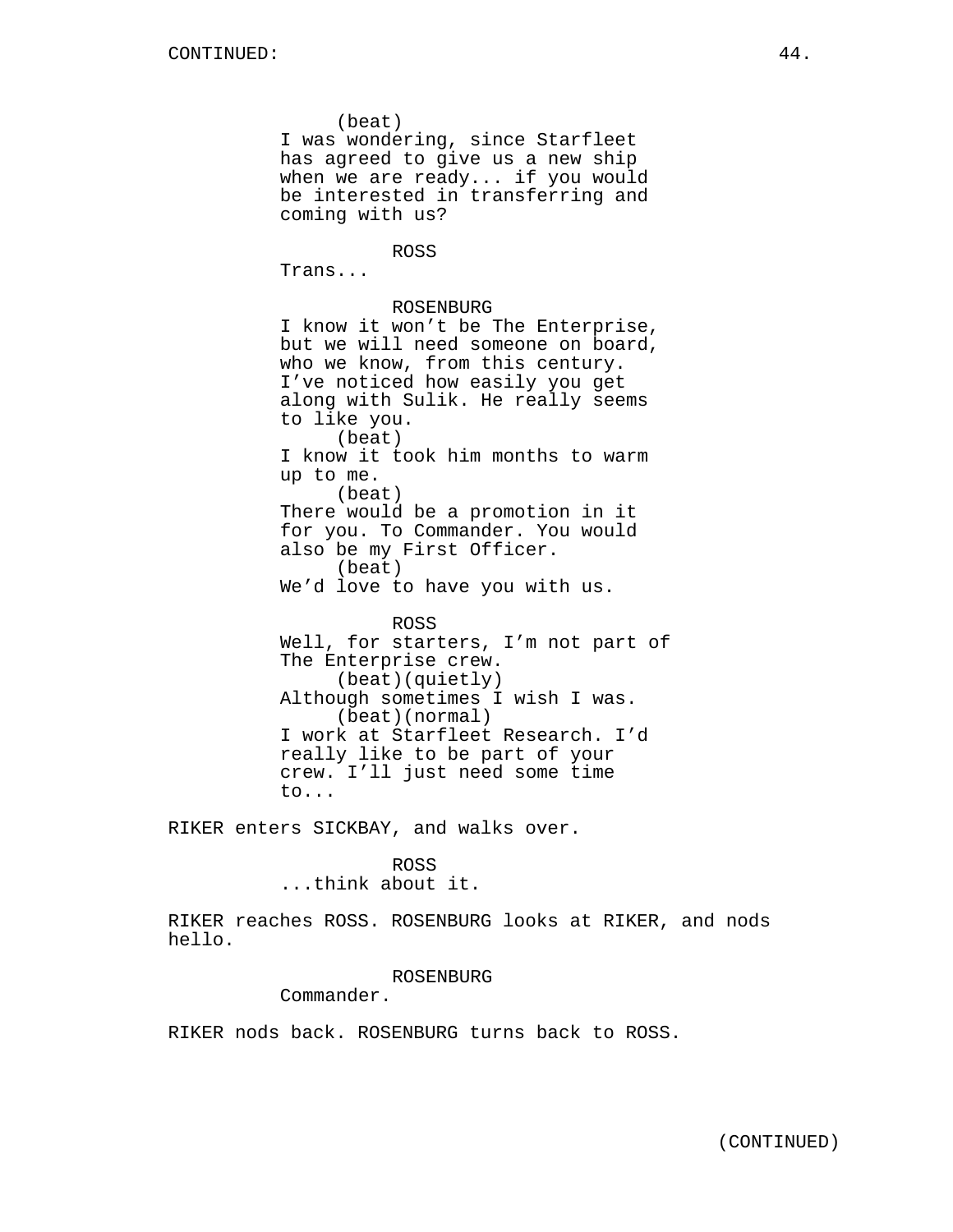(beat)
I was wondering, since Starfleet has agreed to give us a new ship when we are ready... if you would be interested in transferring and coming with us?

ROSS
Trans...

ROSENBURG
I know it won't be The Enterprise, but we will need someone on board, who we know, from this century. I've noticed how easily you get along with Sulik. He really seems to like you.
(beat)
I know it took him months to warm up to me.
(beat)
There would be a promotion in it for you. To Commander. You would also be my First Officer.
(beat)
We'd love to have you with us.

ROSS
Well, for starters, I'm not part of The Enterprise crew.
(beat)(quietly)
Although sometimes I wish I was.
(beat)(normal)
I work at Starfleet Research. I'd really like to be part of your crew. I'll just need some time to...

RIKER enters SICKBAY, and walks over.

ROSS
...think about it.

RIKER reaches ROSS. ROSENBURG looks at RIKER, and nods hello.

ROSENBURG
Commander.

RIKER nods back. ROSENBURG turns back to ROSS.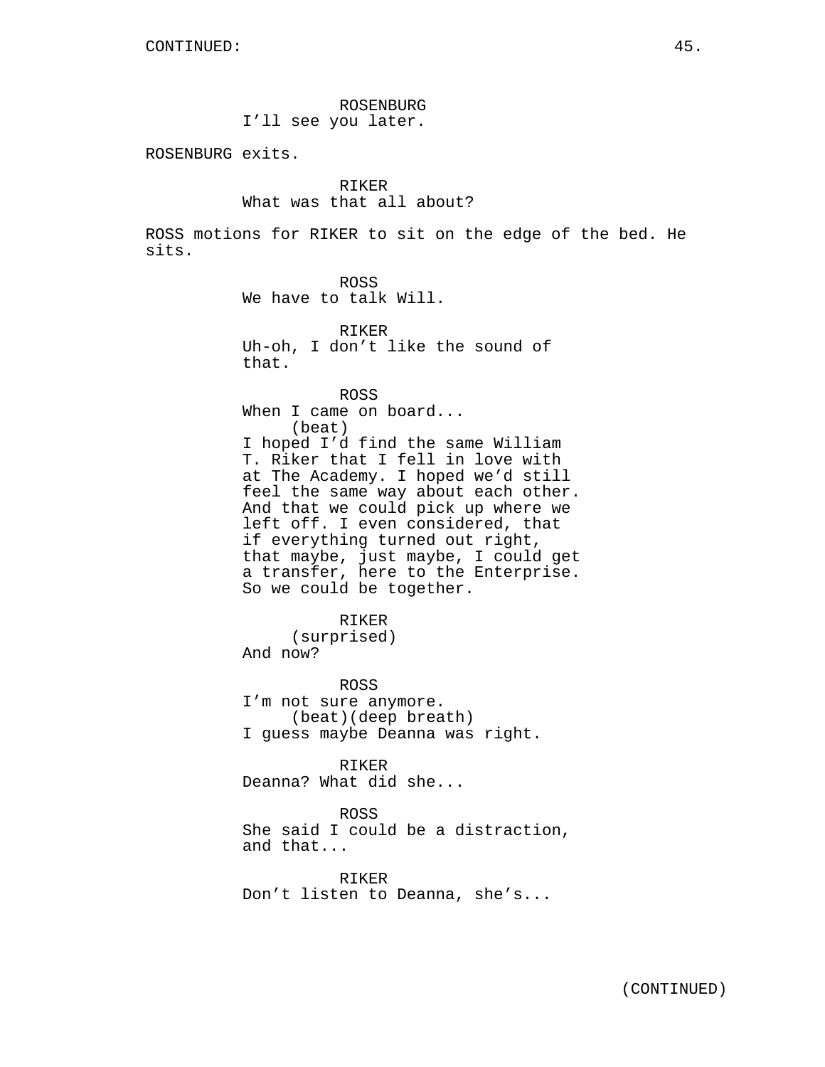CONTINUED:

ROSENBURG
I'll see you later.

ROSENBURG exits.

RIKER
What was that all about?

ROSS motions for RIKER to sit on the edge of the bed. He sits.

ROSS
We have to talk Will.

RIKER
Uh-oh, I don't like the sound of that.

ROSS
When I came on board...
(beat)
I hoped I'd find the same William T. Riker that I fell in love with at The Academy. I hoped we'd still feel the same way about each other. And that we could pick up where we left off. I even considered, that if everything turned out right, that maybe, just maybe, I could get a transfer, here to the Enterprise. So we could be together.

RIKER
(surprised)
And now?

ROSS
I'm not sure anymore.
(beat)(deep breath)
I guess maybe Deanna was right.

RIKER
Deanna? What did she...

ROSS
She said I could be a distraction, and that...

RIKER
Don't listen to Deanna, she's...

(CONTINUED)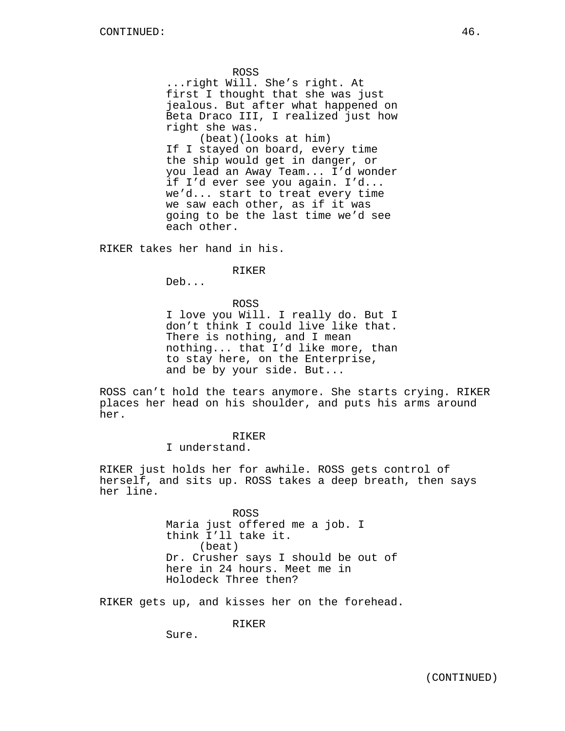ROSS
...right Will. She's right. At first I thought that she was just jealous. But after what happened on Beta Draco III, I realized just how right she was.
(beat)(looks at him)
If I stayed on board, every time the ship would get in danger, or you lead an Away Team... I'd wonder if I'd ever see you again. I'd... we'd... start to treat every time we saw each other, as if it was going to be the last time we'd see each other.

RIKER takes her hand in his.

RIKER
Deb...

ROSS
I love you Will. I really do. But I don't think I could live like that. There is nothing, and I mean nothing... that I'd like more, than to stay here, on the Enterprise, and be by your side. But...

ROSS can't hold the tears anymore. She starts crying. RIKER places her head on his shoulder, and puts his arms around her.

RIKER
I understand.

RIKER just holds her for awhile. ROSS gets control of herself, and sits up. ROSS takes a deep breath, then says her line.

ROSS
Maria just offered me a job. I think I'll take it.
(beat)
Dr. Crusher says I should be out of here in 24 hours. Meet me in Holodeck Three then?

RIKER gets up, and kisses her on the forehead.

RIKER
Sure.

(CONTINUED)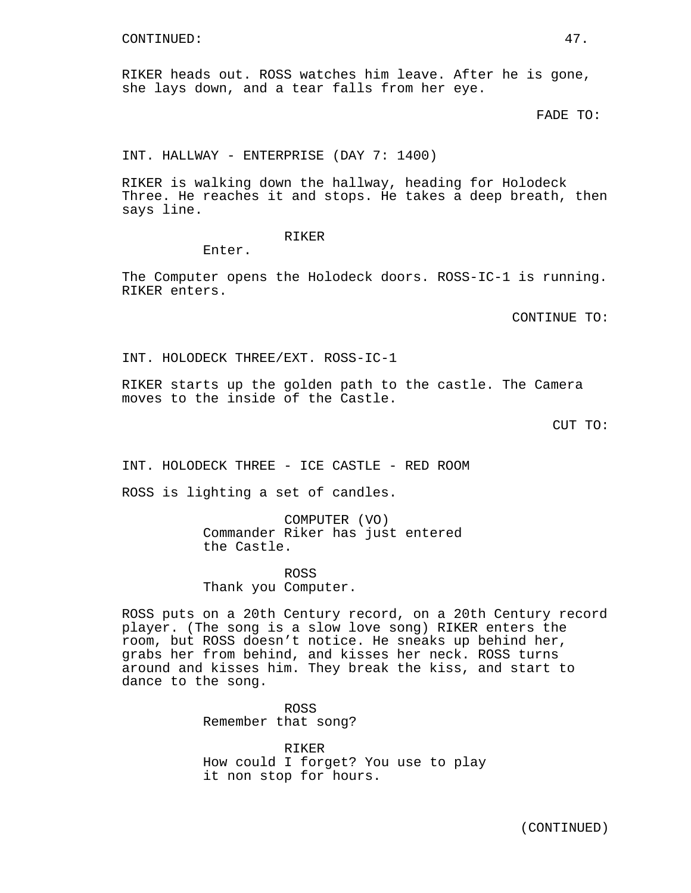CONTINUED:

RIKER heads out. ROSS watches him leave. After he is gone, she lays down, and a tear falls from her eye.

FADE TO:

INT. HALLWAY - ENTERPRISE (DAY 7: 1400)

RIKER is walking down the hallway, heading for Holodeck Three. He reaches it and stops. He takes a deep breath, then says line.

RIKER
Enter.

The Computer opens the Holodeck doors. ROSS-IC-1 is running. RIKER enters.

CONTINUE TO:

INT. HOLODECK THREE/EXT. ROSS-IC-1

RIKER starts up the golden path to the castle. The Camera moves to the inside of the Castle.

CUT TO:

INT. HOLODECK THREE - ICE CASTLE - RED ROOM

ROSS is lighting a set of candles.

COMPUTER (VO)
Commander Riker has just entered the Castle.

ROSS
Thank you Computer.

ROSS puts on a 20th Century record, on a 20th Century record player. (The song is a slow love song) RIKER enters the room, but ROSS doesn't notice. He sneaks up behind her, grabs her from behind, and kisses her neck. ROSS turns around and kisses him. They break the kiss, and start to dance to the song.

ROSS
Remember that song?

RIKER
How could I forget? You use to play it non stop for hours.

(CONTINUED)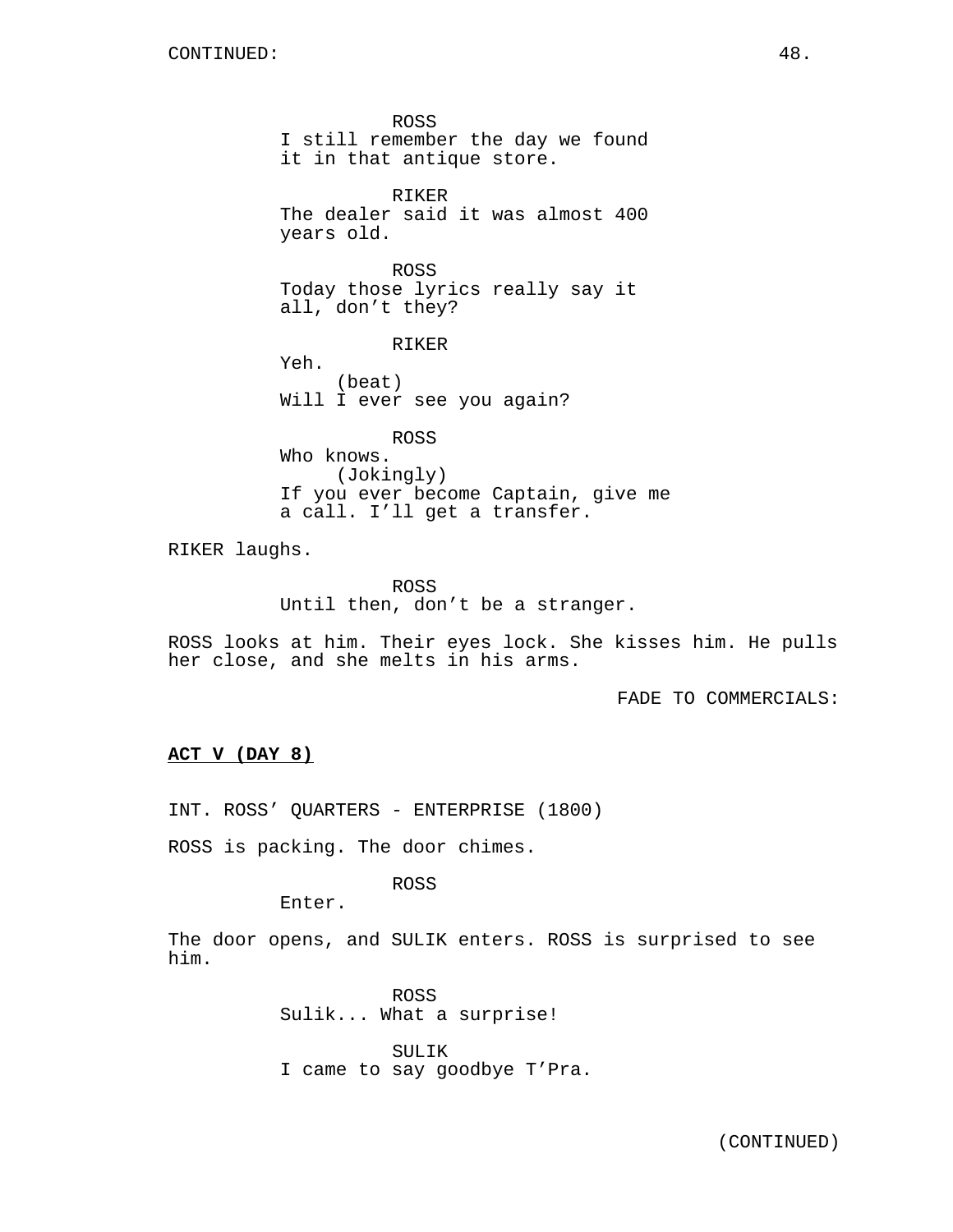ROSS
I still remember the day we found it in that antique store.

RIKER
The dealer said it was almost 400 years old.

ROSS
Today those lyrics really say it all, don't they?

RIKER
Yeh.
(beat)
Will I ever see you again?

ROSS
Who knows.
(Jokingly)
If you ever become Captain, give me a call. I'll get a transfer.

RIKER laughs.

ROSS
Until then, don't be a stranger.

ROSS looks at him. Their eyes lock. She kisses him. He pulls her close, and she melts in his arms.

FADE TO COMMERCIALS:

**ACT V (DAY 8)**

INT. ROSS' QUARTERS - ENTERPRISE (1800)

ROSS is packing. The door chimes.

ROSS
Enter.

The door opens, and SULIK enters. ROSS is surprised to see him.

ROSS
Sulik... What a surprise!

SULIK
I came to say goodbye T'Pra.

(CONTINUED)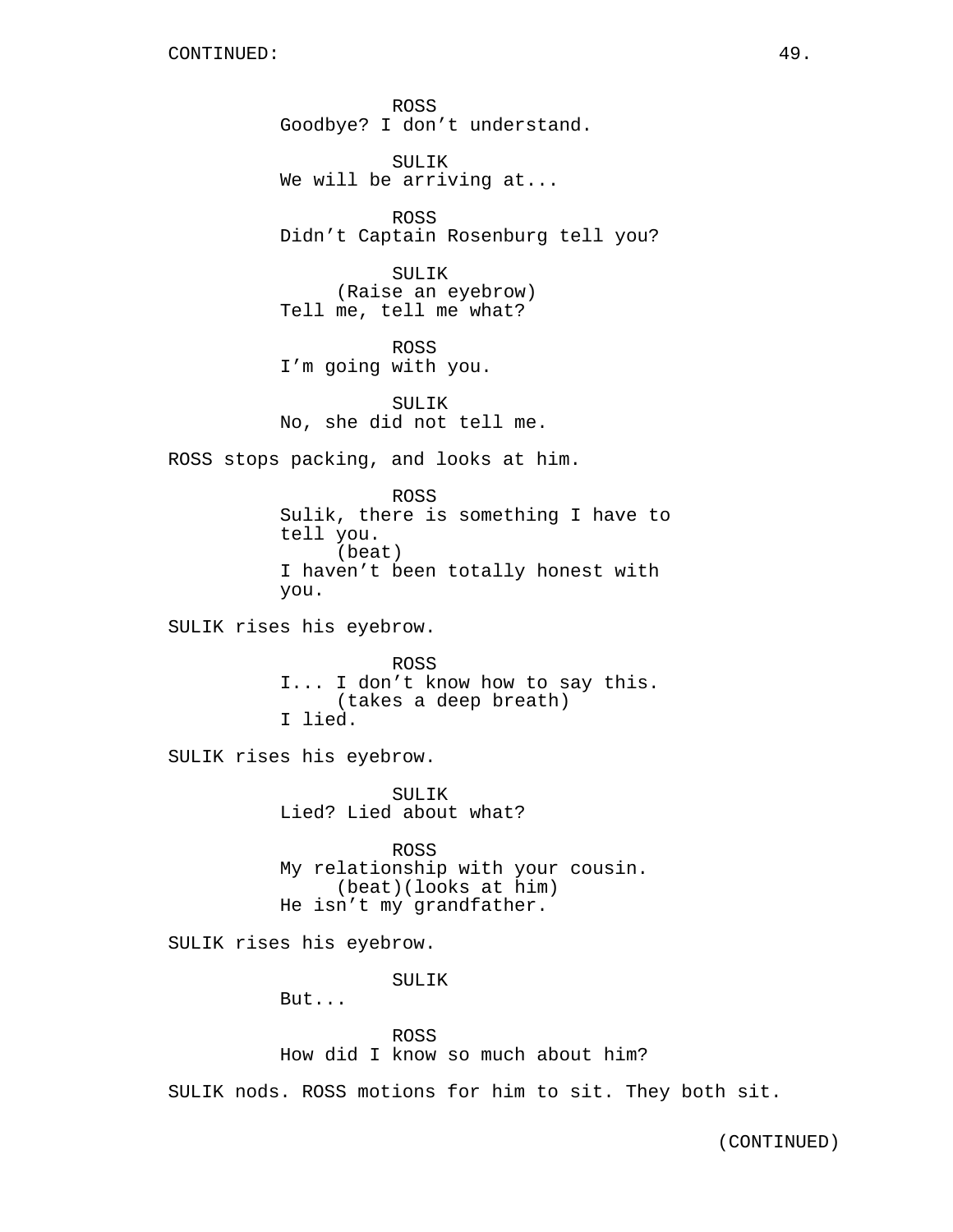ROSS
Goodbye? I don’t understand.

SULIK
We will be arriving at...

ROSS
Didn’t Captain Rosenburg tell you?

SULIK
(Raise an eyebrow)
Tell me, tell me what?

ROSS
I’m going with you.

SULIK
No, she did not tell me.

ROSS stops packing, and looks at him.

ROSS
Sulik, there is something I have to tell you.
(beat)
I haven’t been totally honest with you.

SULIK rises his eyebrow.

ROSS
I... I don’t know how to say this.
(takes a deep breath)
I lied.

SULIK rises his eyebrow.

SULIK
Lied? Lied about what?

ROSS
My relationship with your cousin.
(beat)(looks at him)
He isn’t my grandfather.

SULIK rises his eyebrow.

SULIK
But...

ROSS
How did I know so much about him?

SULIK nods. ROSS motions for him to sit. They both sit.

(CONTINUED)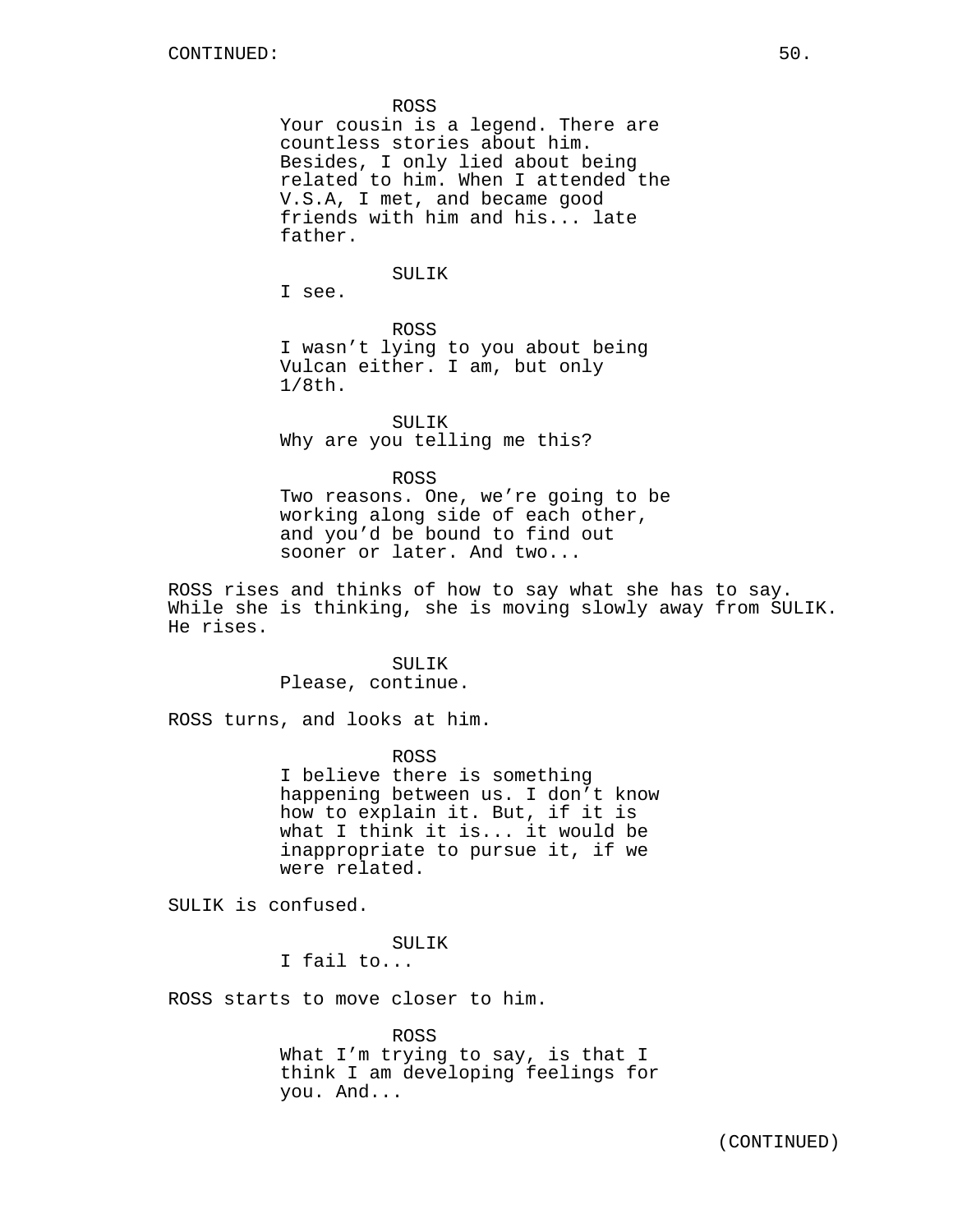ROSS
Your cousin is a legend. There are countless stories about him. Besides, I only lied about being related to him. When I attended the V.S.A, I met, and became good friends with him and his... late father.

SULIK
I see.

ROSS
I wasn’t lying to you about being Vulcan either. I am, but only 1/8th.

SULIK
Why are you telling me this?

ROSS
Two reasons. One, we’re going to be working along side of each other, and you’d be bound to find out sooner or later. And two...

ROSS rises and thinks of how to say what she has to say. While she is thinking, she is moving slowly away from SULIK. He rises.

SULIK
Please, continue.

ROSS turns, and looks at him.

ROSS
I believe there is something happening between us. I don’t know how to explain it. But, if it is what I think it is... it would be inappropriate to pursue it, if we were related.

SULIK is confused.

SULIK
I fail to...

ROSS starts to move closer to him.

ROSS
What I’m trying to say, is that I think I am developing feelings for you. And...

(CONTINUED)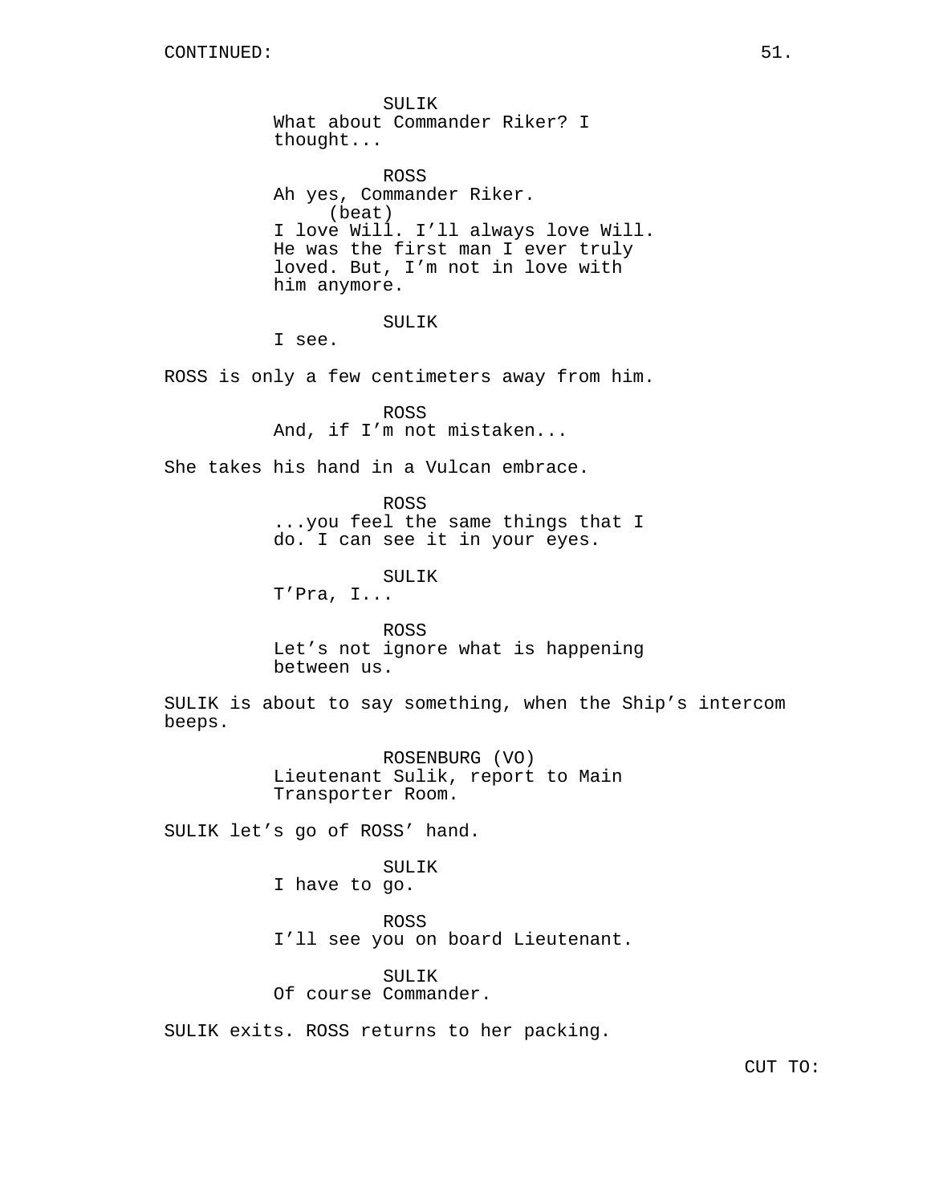CONTINUED:

SULIK
What about Commander Riker? I thought...

ROSS
Ah yes, Commander Riker.
(beat)
I love Will. I'll always love Will. He was the first man I ever truly loved. But, I'm not in love with him anymore.

SULIK
I see.

ROSS is only a few centimeters away from him.

ROSS
And, if I'm not mistaken...

She takes his hand in a Vulcan embrace.

ROSS
...you feel the same things that I do. I can see it in your eyes.

SULIK
T'Pra, I...

ROSS
Let's not ignore what is happening between us.

SULIK is about to say something, when the Ship's intercom beeps.

ROSENBURG (VO)
Lieutenant Sulik, report to Main Transporter Room.

SULIK let's go of ROSS' hand.

SULIK
I have to go.

ROSS
I'll see you on board Lieutenant.

SULIK
Of course Commander.

SULIK exits. ROSS returns to her packing.

CUT TO: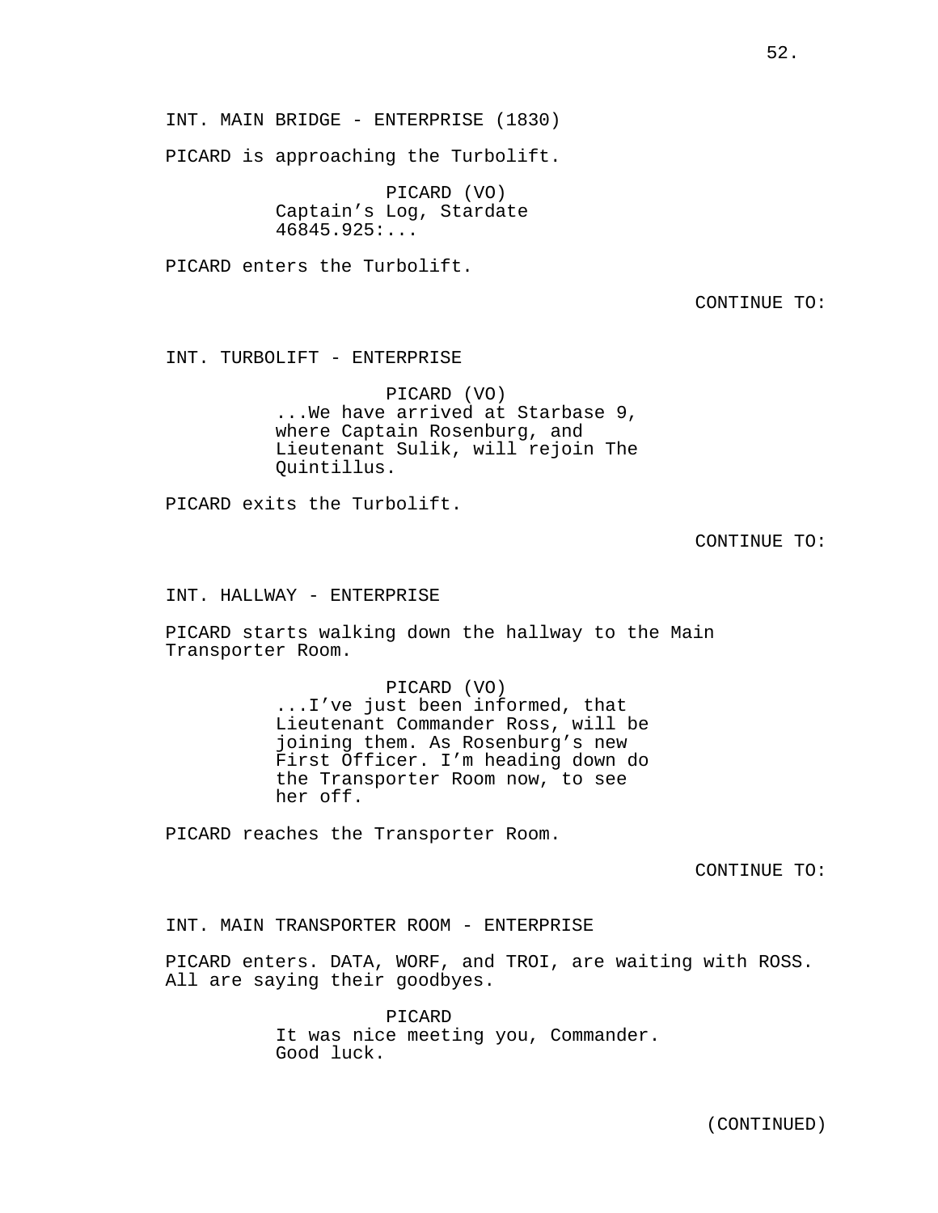INT. MAIN BRIDGE - ENTERPRISE (1830)

PICARD is approaching the Turbolift.

PICARD (VO)
Captain's Log, Stardate 46845.925:...

PICARD enters the Turbolift.

CONTINUE TO:

INT. TURBOLIFT - ENTERPRISE

PICARD (VO)
...We have arrived at Starbase 9, where Captain Rosenburg, and Lieutenant Sulik, will rejoin The Quintillus.

PICARD exits the Turbolift.

CONTINUE TO:

INT. HALLWAY - ENTERPRISE

PICARD starts walking down the hallway to the Main Transporter Room.

PICARD (VO)
...I've just been informed, that Lieutenant Commander Ross, will be joining them. As Rosenburg's new First Officer. I'm heading down do the Transporter Room now, to see her off.

PICARD reaches the Transporter Room.

CONTINUE TO:

INT. MAIN TRANSPORTER ROOM - ENTERPRISE

PICARD enters. DATA, WORF, and TROI, are waiting with ROSS. All are saying their goodbyes.

PICARD
It was nice meeting you, Commander. Good luck.

(CONTINUED)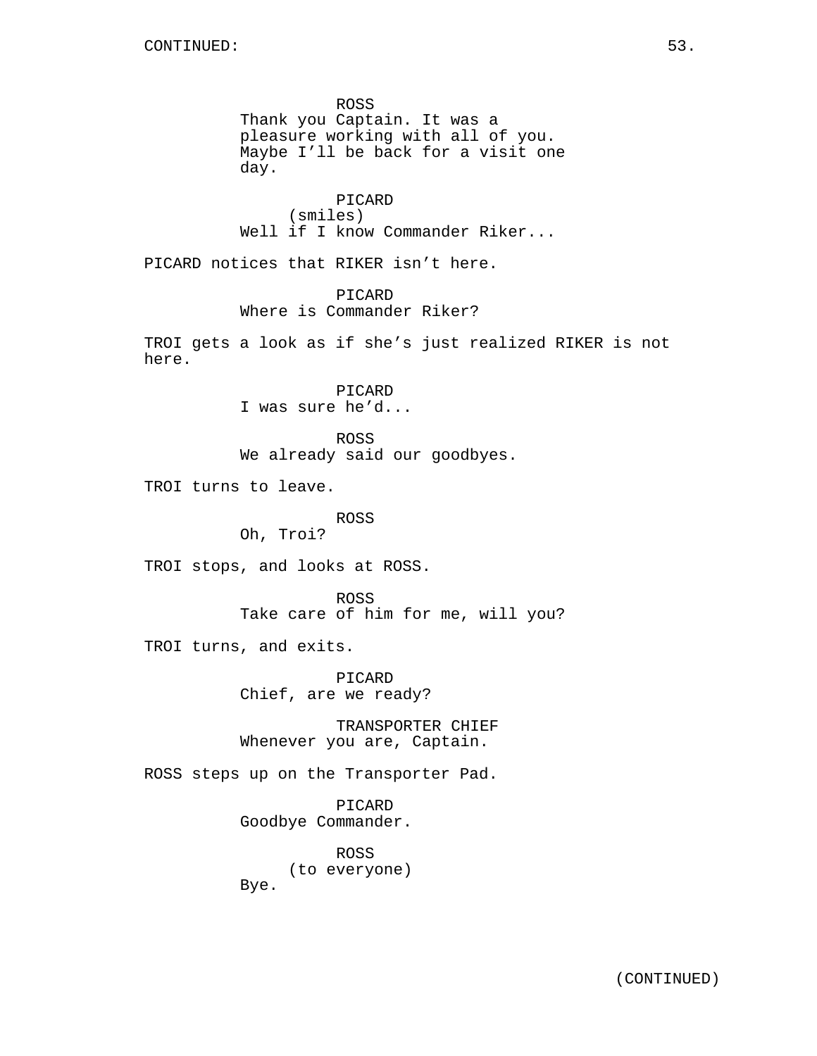ROSS
Thank you Captain. It was a pleasure working with all of you. Maybe I'll be back for a visit one day.

PICARD
(smiles)
Well if I know Commander Riker...

PICARD notices that RIKER isn't here.

PICARD
Where is Commander Riker?

TROI gets a look as if she's just realized RIKER is not here.

PICARD
I was sure he'd...

ROSS
We already said our goodbyes.

TROI turns to leave.

ROSS
Oh, Troi?

TROI stops, and looks at ROSS.

ROSS
Take care of him for me, will you?

TROI turns, and exits.

PICARD
Chief, are we ready?

TRANSPORTER CHIEF
Whenever you are, Captain.

ROSS steps up on the Transporter Pad.

PICARD
Goodbye Commander.

ROSS
(to everyone)
Bye.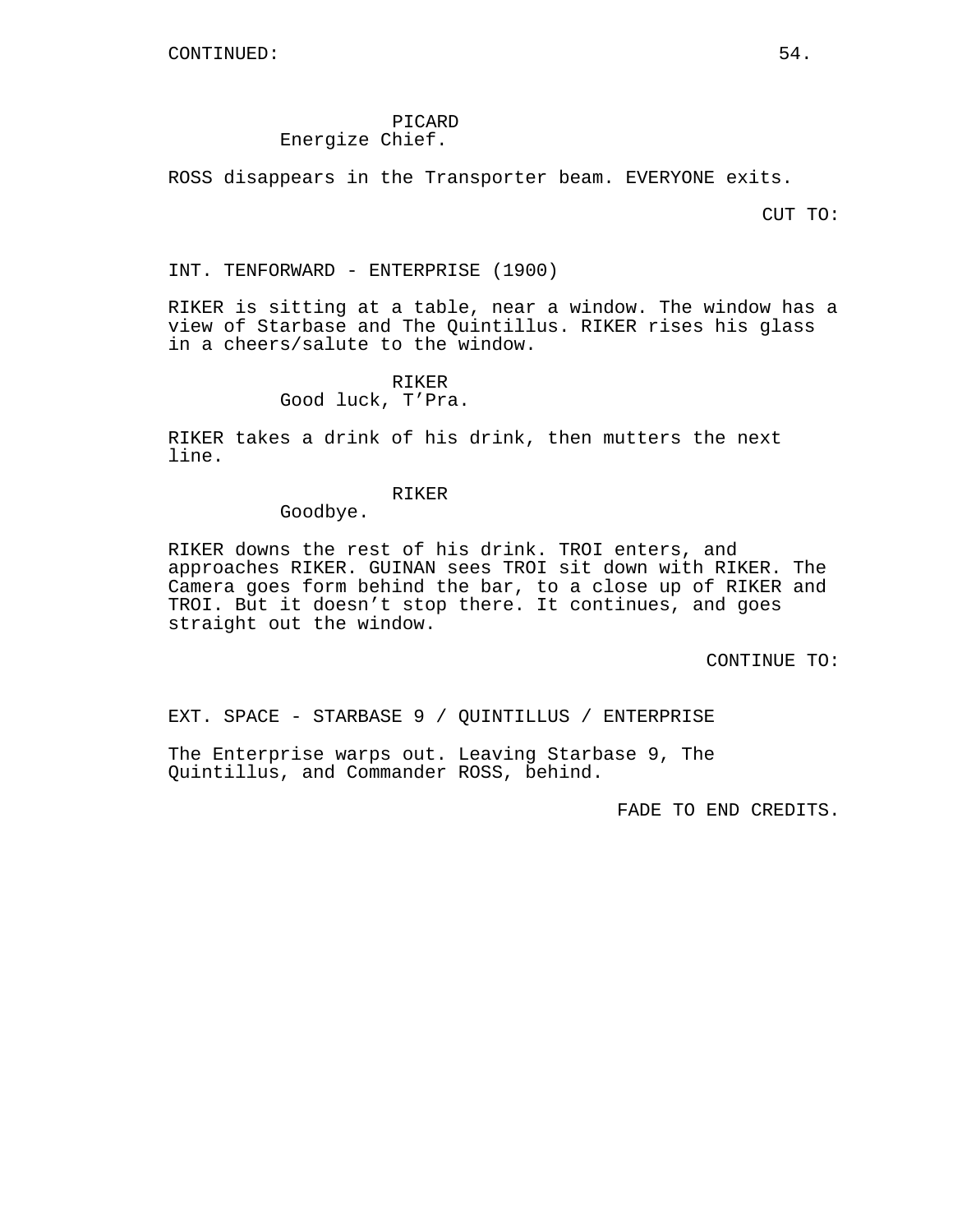CONTINUED:

PICARD
Energize Chief.

ROSS disappears in the Transporter beam. EVERYONE exits.

CUT TO:

INT. TENFORWARD - ENTERPRISE (1900)

RIKER is sitting at a table, near a window. The window has a view of Starbase and The Quintillus. RIKER rises his glass in a cheers/salute to the window.

RIKER
Good luck, T'Pra.

RIKER takes a drink of his drink, then mutters the next line.

RIKER
Goodbye.

RIKER downs the rest of his drink. TROI enters, and approaches RIKER. GUINAN sees TROI sit down with RIKER. The Camera goes form behind the bar, to a close up of RIKER and TROI. But it doesn't stop there. It continues, and goes straight out the window.

CONTINUE TO:

EXT. SPACE - STARBASE 9 / QUINTILLUS / ENTERPRISE

The Enterprise warps out. Leaving Starbase 9, The Quintillus, and Commander ROSS, behind.

FADE TO END CREDITS.